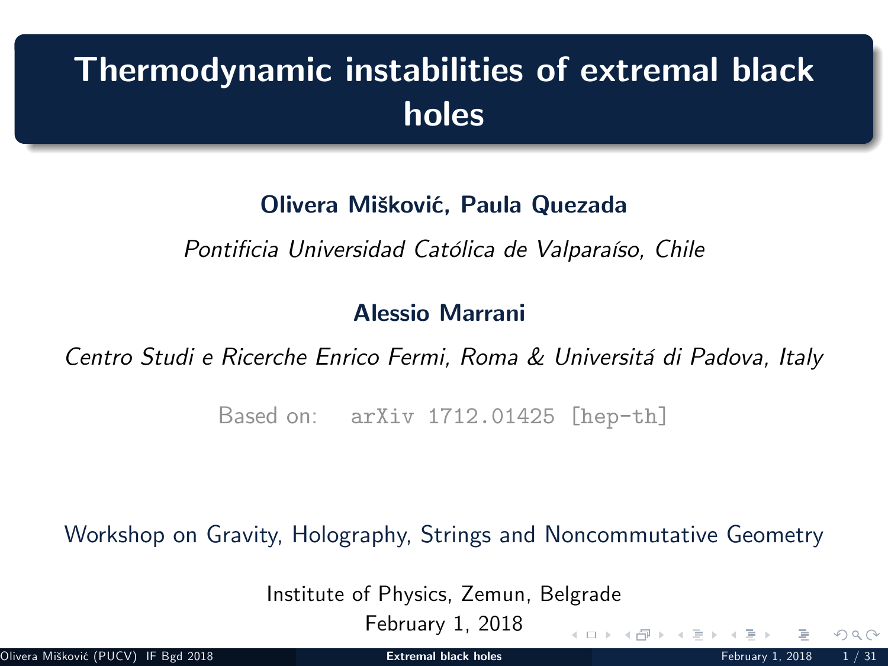# Thermodynamic instabilities of extremal black holes

**Olivera Mišković, Paula Quezada**

*Pontificia Universidad Católica de Valparaíso, Chile*

**Alessio Marrani**

*Centro Studi e Ricerche Enrico Fermi, Roma & Universitá di Padova, Italy*

Based on: `arXiv 1712.01425 [hep-th]`

Workshop on Gravity, Holography, Strings and Noncommutative Geometry

Institute of Physics, Zemun, Belgrade

February 1, 2018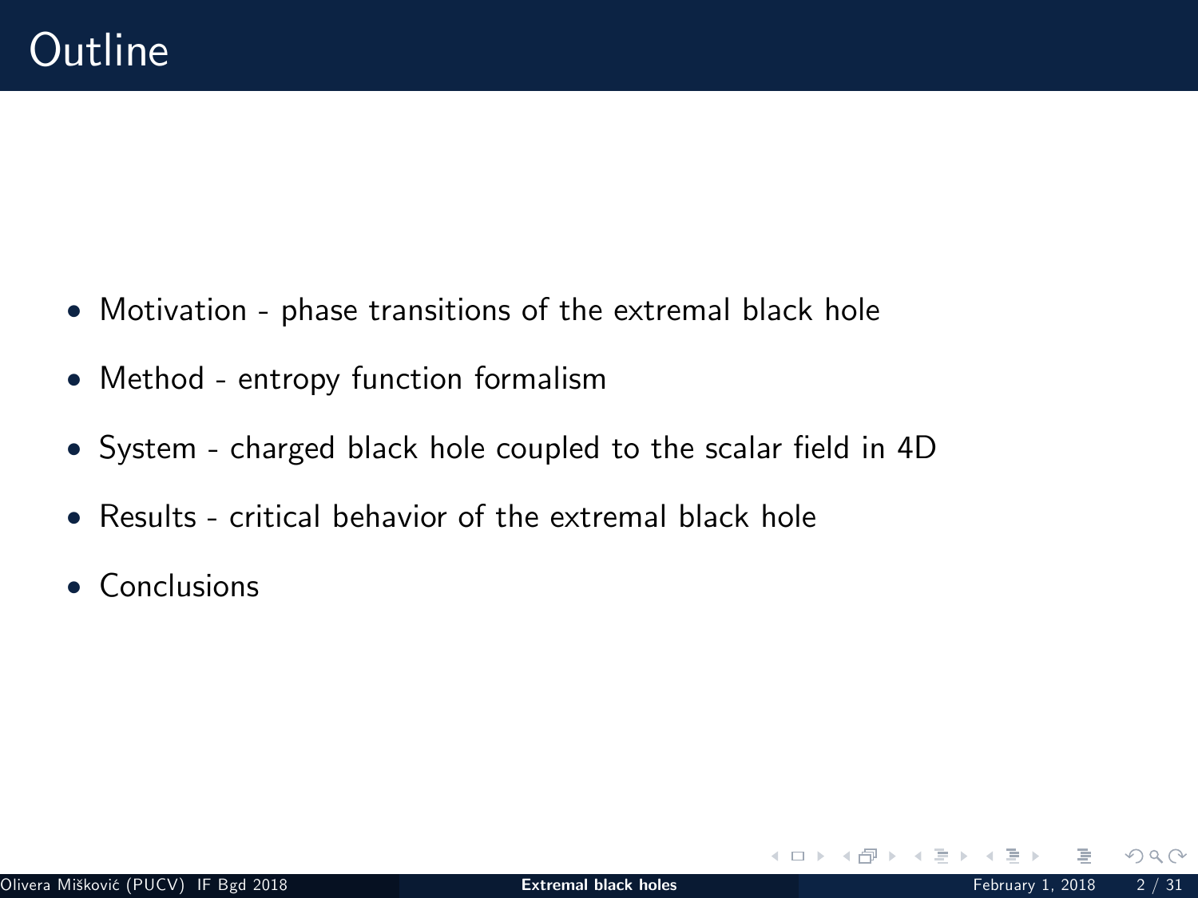# Outline

- Motivation - phase transitions of the extremal black hole
- Method - entropy function formalism
- System - charged black hole coupled to the scalar field in 4D
- Results - critical behavior of the extremal black hole
- Conclusions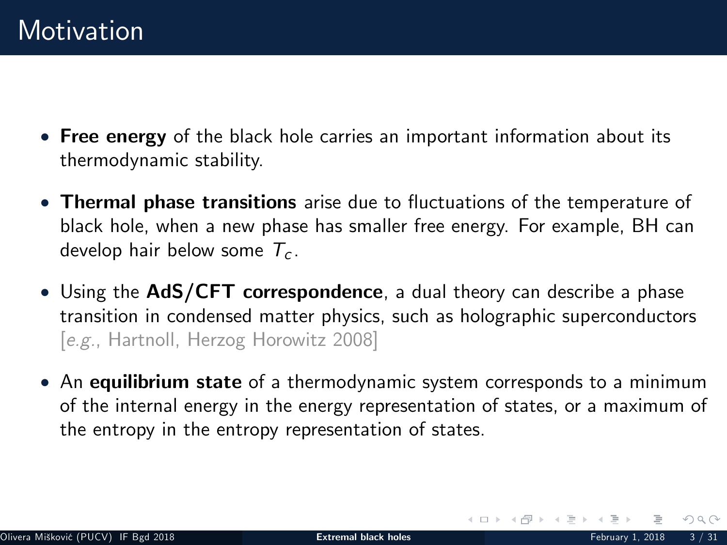# Motivation

- **Free energy** of the black hole carries an important information about its thermodynamic stability.
- **Thermal phase transitions** arise due to fluctuations of the temperature of black hole, when a new phase has smaller free energy. For example, BH can develop hair below some $T_c$.
- Using the **AdS/CFT correspondence**, a dual theory can describe a phase transition in condensed matter physics, such as holographic superconductors [*e.g.*, Hartnoll, Herzog Horowitz 2008]
- An **equilibrium state** of a thermodynamic system corresponds to a minimum of the internal energy in the energy representation of states, or a maximum of the entropy in the entropy representation of states.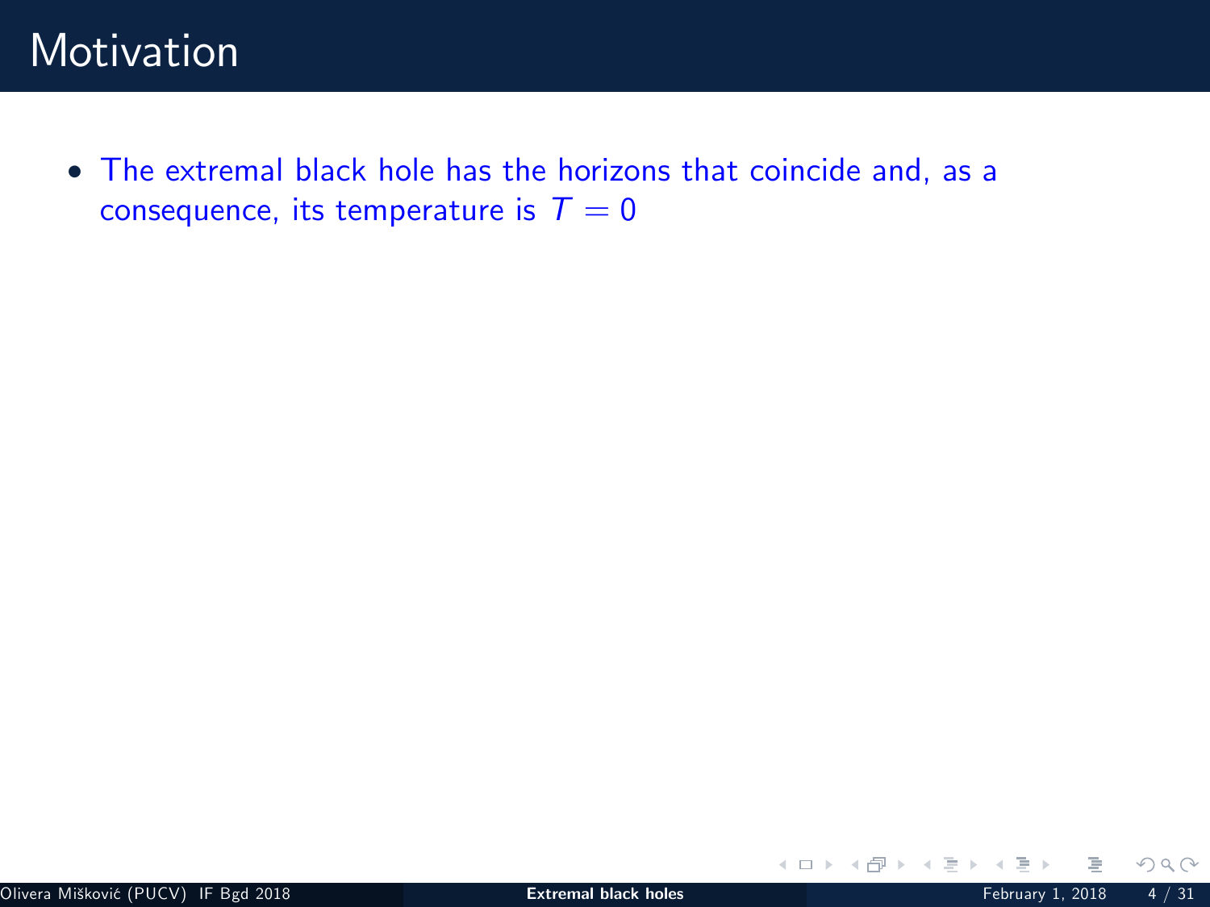# Motivation

- The extremal black hole has the horizons that coincide and, as a consequence, its temperature is $T = 0$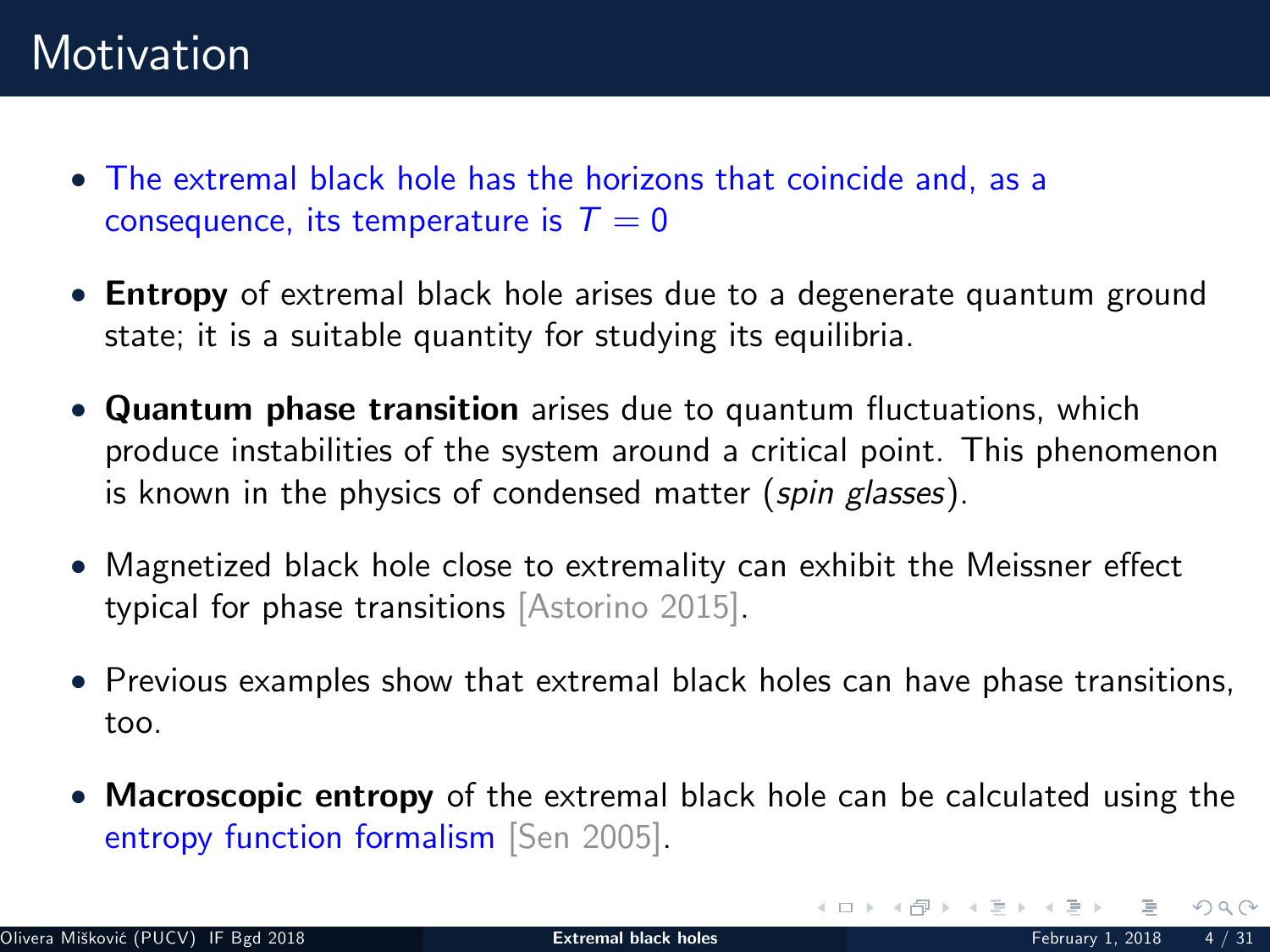# Motivation

- The extremal black hole has the horizons that coincide and, as a consequence, its temperature is $T = 0$
- **Entropy** of extremal black hole arises due to a degenerate quantum ground state; it is a suitable quantity for studying its equilibria.
- **Quantum phase transition** arises due to quantum fluctuations, which produce instabilities of the system around a critical point. This phenomenon is known in the physics of condensed matter (*spin glasses*).
- Magnetized black hole close to extremality can exhibit the Meissner effect typical for phase transitions [Astorino 2015].
- Previous examples show that extremal black holes can have phase transitions, too.
- **Macroscopic entropy** of the extremal black hole can be calculated using the entropy function formalism [Sen 2005].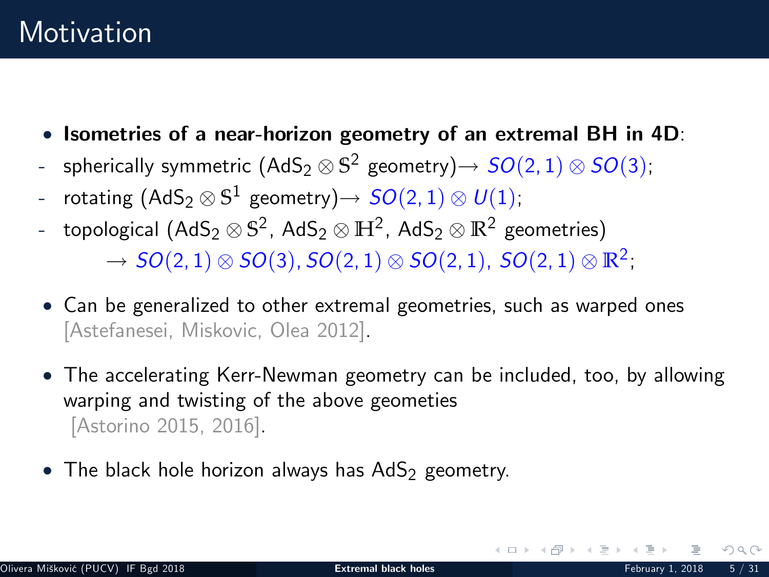# Motivation

- **Isometries of a near-horizon geometry of an extremal BH in 4D**:
  - spherically symmetric ($\mathrm{AdS}_2 \otimes \mathbb{S}^2$ geometry)$\rightarrow$ $SO(2,1) \otimes SO(3)$;
  - rotating ($\mathrm{AdS}_2 \otimes \mathbb{S}^1$ geometry)$\rightarrow$ $SO(2,1) \otimes U(1)$;
  - topological ($\mathrm{AdS}_2 \otimes \mathbb{S}^2$, $\mathrm{AdS}_2 \otimes \mathbb{H}^2$, $\mathrm{AdS}_2 \otimes \mathbb{R}^2$ geometries)
    $\rightarrow$ $SO(2,1) \otimes SO(3), SO(2,1) \otimes SO(2,1),\ SO(2,1) \otimes \mathbb{R}^2$;
- Can be generalized to other extremal geometries, such as warped ones [Astefanesei, Miskovic, Olea 2012].
- The accelerating Kerr-Newman geometry can be included, too, by allowing warping and twisting of the above geometies [Astorino 2015, 2016].
- The black hole horizon always has $\mathrm{AdS}_2$ geometry.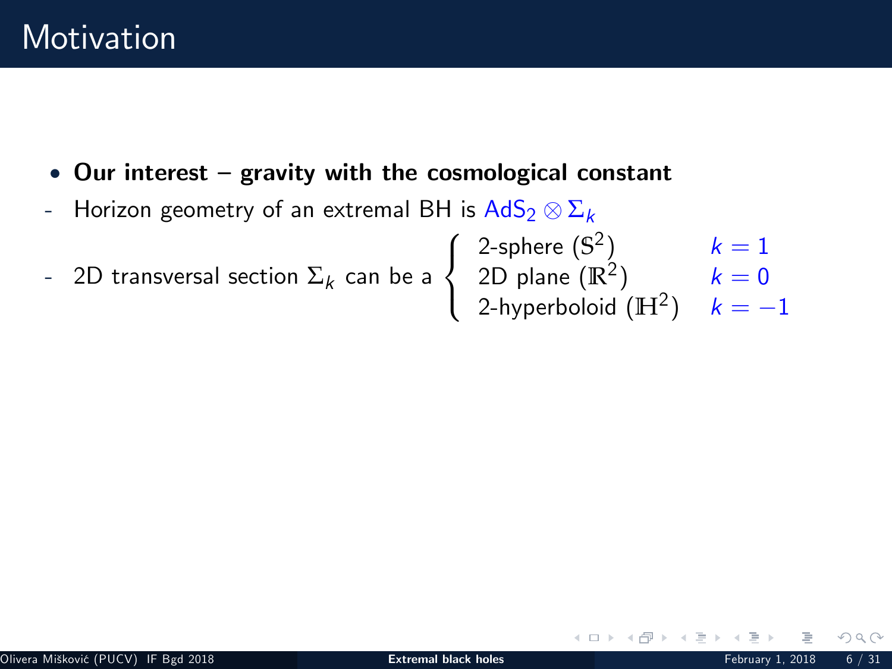# Motivation

- **Our interest – gravity with the cosmological constant**

- Horizon geometry of an extremal BH is $\mathrm{AdS}_2 \otimes \Sigma_k$

- 2D transversal section $\Sigma_k$ can be a

$$\left\{ \begin{array}{ll} \text{2-sphere } (\mathbb{S}^2) & k = 1 \\ \text{2D plane } (\mathbb{R}^2) & k = 0 \\ \text{2-hyperboloid } (\mathbb{H}^2) & k = -1 \end{array} \right.$$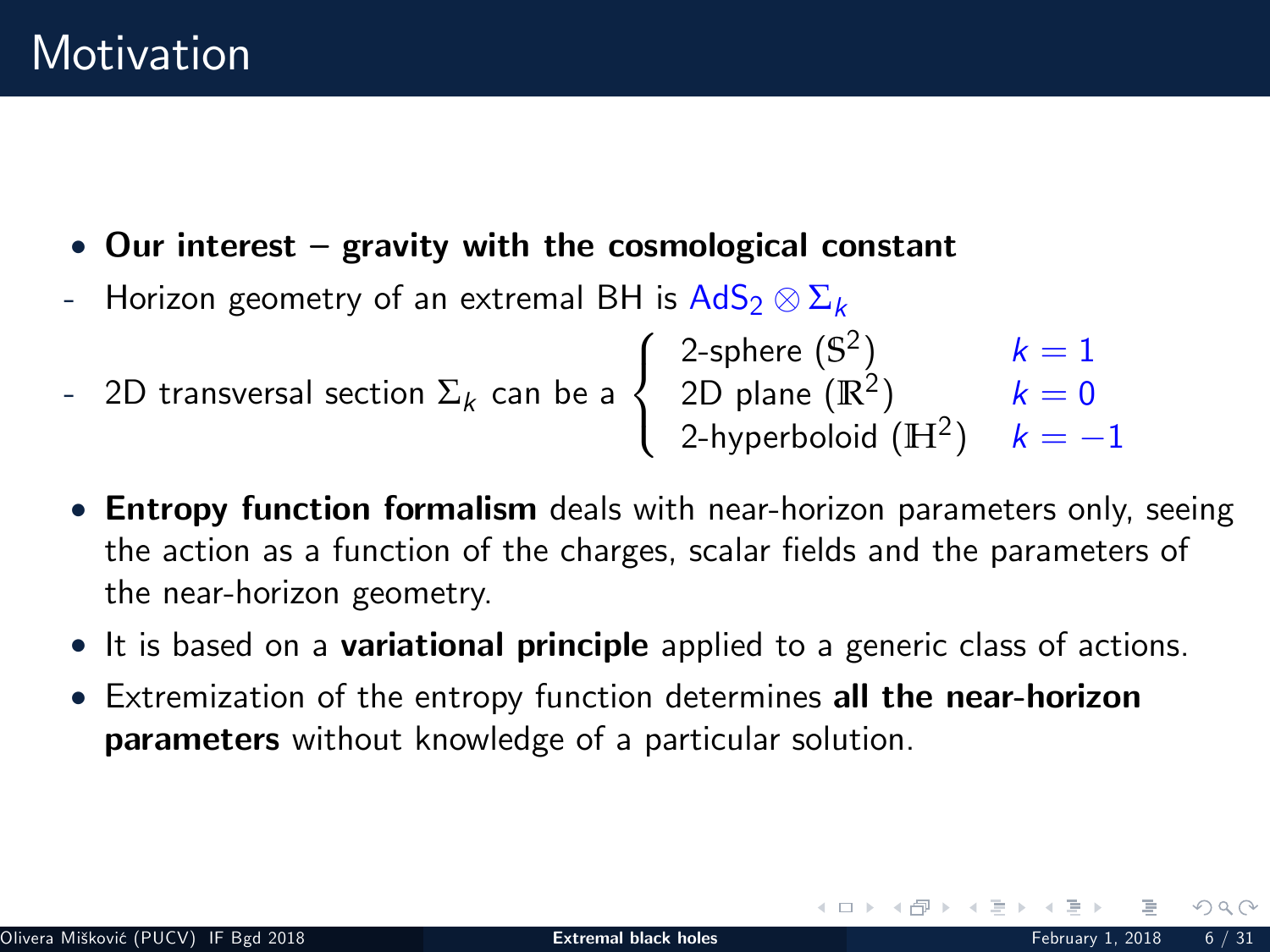# Motivation

- **Our interest – gravity with the cosmological constant**
- Horizon geometry of an extremal BH is $AdS_2 \otimes \Sigma_k$
- 2D transversal section $\Sigma_k$ can be a $\begin{cases} \text{2-sphere } (\mathbb{S}^2) & k=1 \\ \text{2D plane } (\mathbb{R}^2) & k=0 \\ \text{2-hyperboloid } (\mathbb{H}^2) & k=-1 \end{cases}$

- **Entropy function formalism** deals with near-horizon parameters only, seeing the action as a function of the charges, scalar fields and the parameters of the near-horizon geometry.
- It is based on a **variational principle** applied to a generic class of actions.
- Extremization of the entropy function determines **all the near-horizon parameters** without knowledge of a particular solution.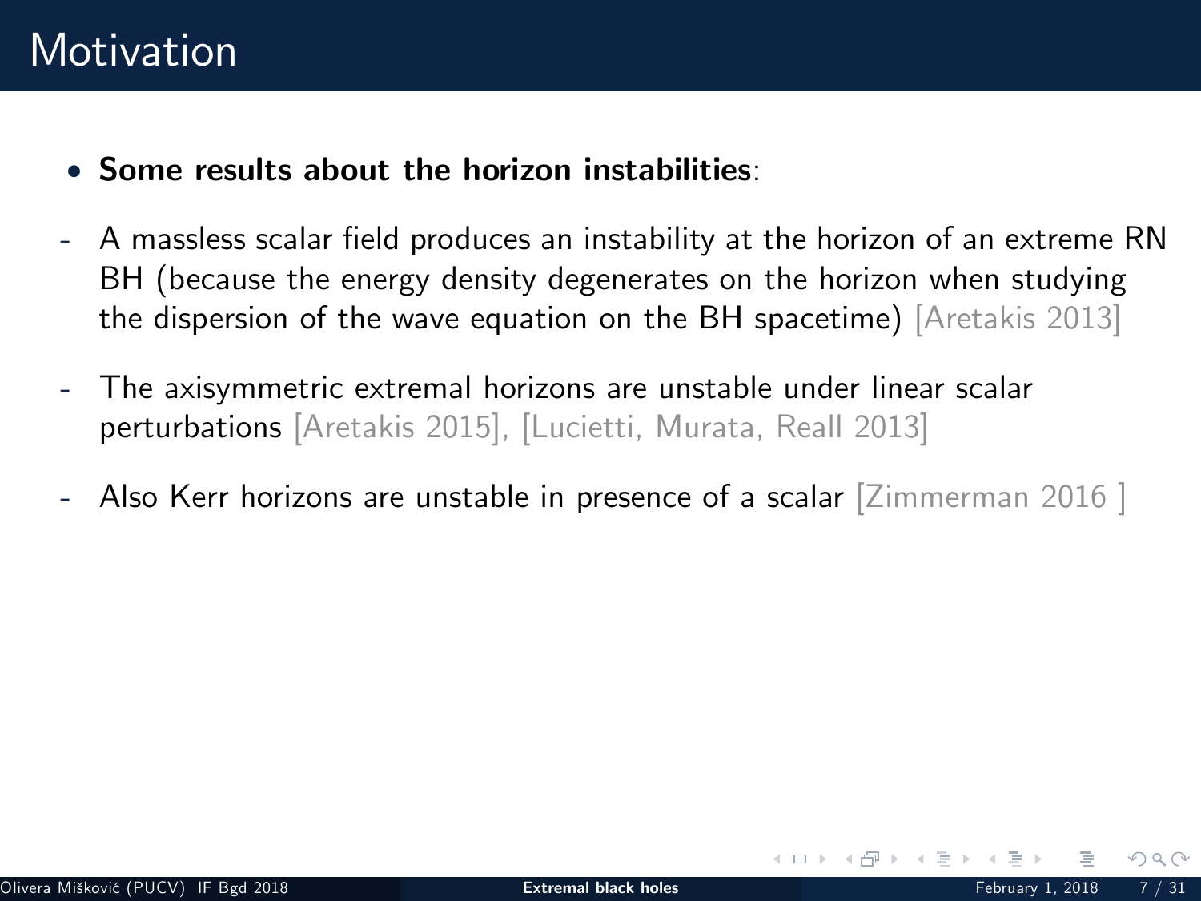# Motivation

- **Some results about the horizon instabilities**:

- A massless scalar field produces an instability at the horizon of an extreme RN BH (because the energy density degenerates on the horizon when studying the dispersion of the wave equation on the BH spacetime) [Aretakis 2013]

- The axisymmetric extremal horizons are unstable under linear scalar perturbations [Aretakis 2015], [Lucietti, Murata, Reall 2013]

- Also Kerr horizons are unstable in presence of a scalar [Zimmerman 2016 ]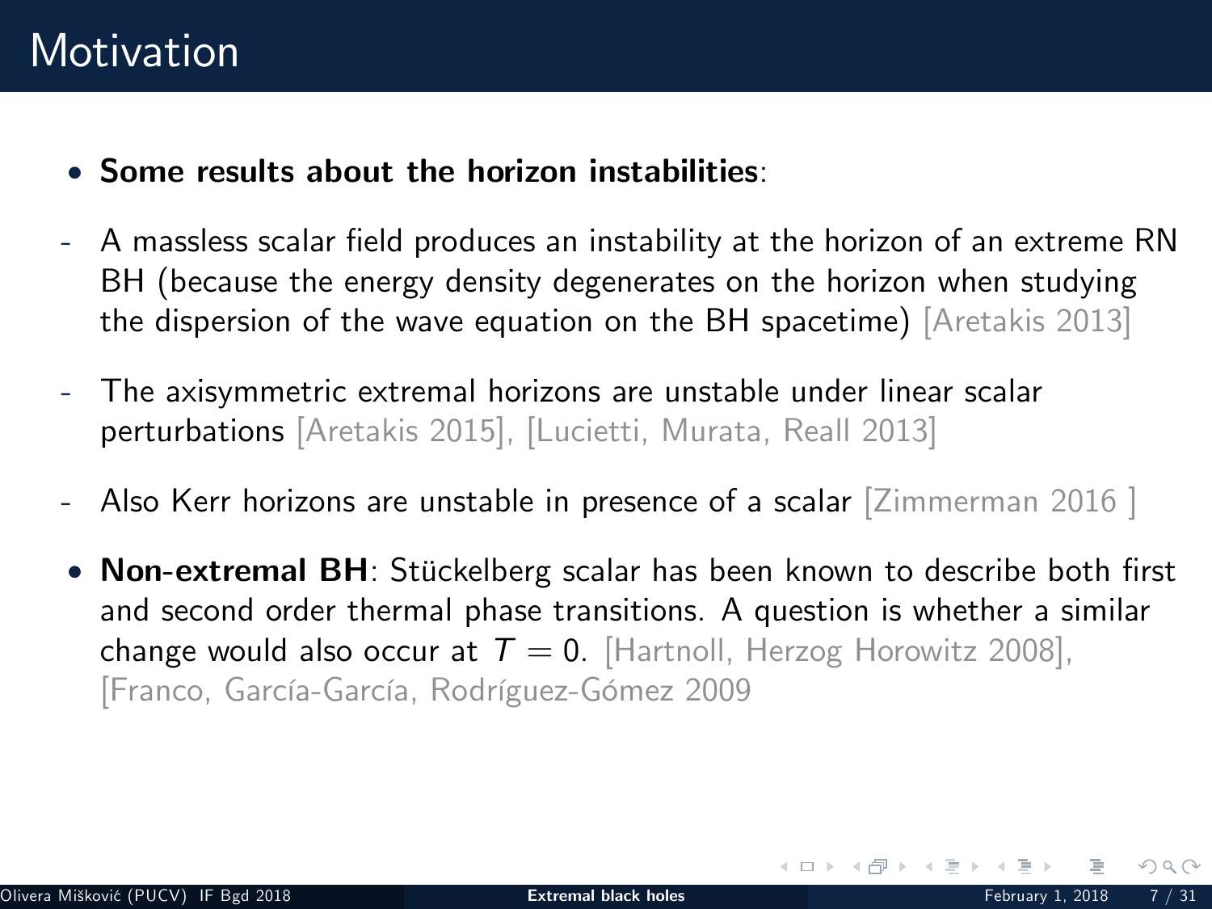# Motivation

- **Some results about the horizon instabilities**:
  - A massless scalar field produces an instability at the horizon of an extreme RN BH (because the energy density degenerates on the horizon when studying the dispersion of the wave equation on the BH spacetime) [Aretakis 2013]
  - The axisymmetric extremal horizons are unstable under linear scalar perturbations [Aretakis 2015], [Lucietti, Murata, Reall 2013]
  - Also Kerr horizons are unstable in presence of a scalar [Zimmerman 2016 ]
- **Non-extremal BH**: Stückelberg scalar has been known to describe both first and second order thermal phase transitions. A question is whether a similar change would also occur at $T = 0$. [Hartnoll, Herzog Horowitz 2008], [Franco, García-García, Rodríguez-Gómez 2009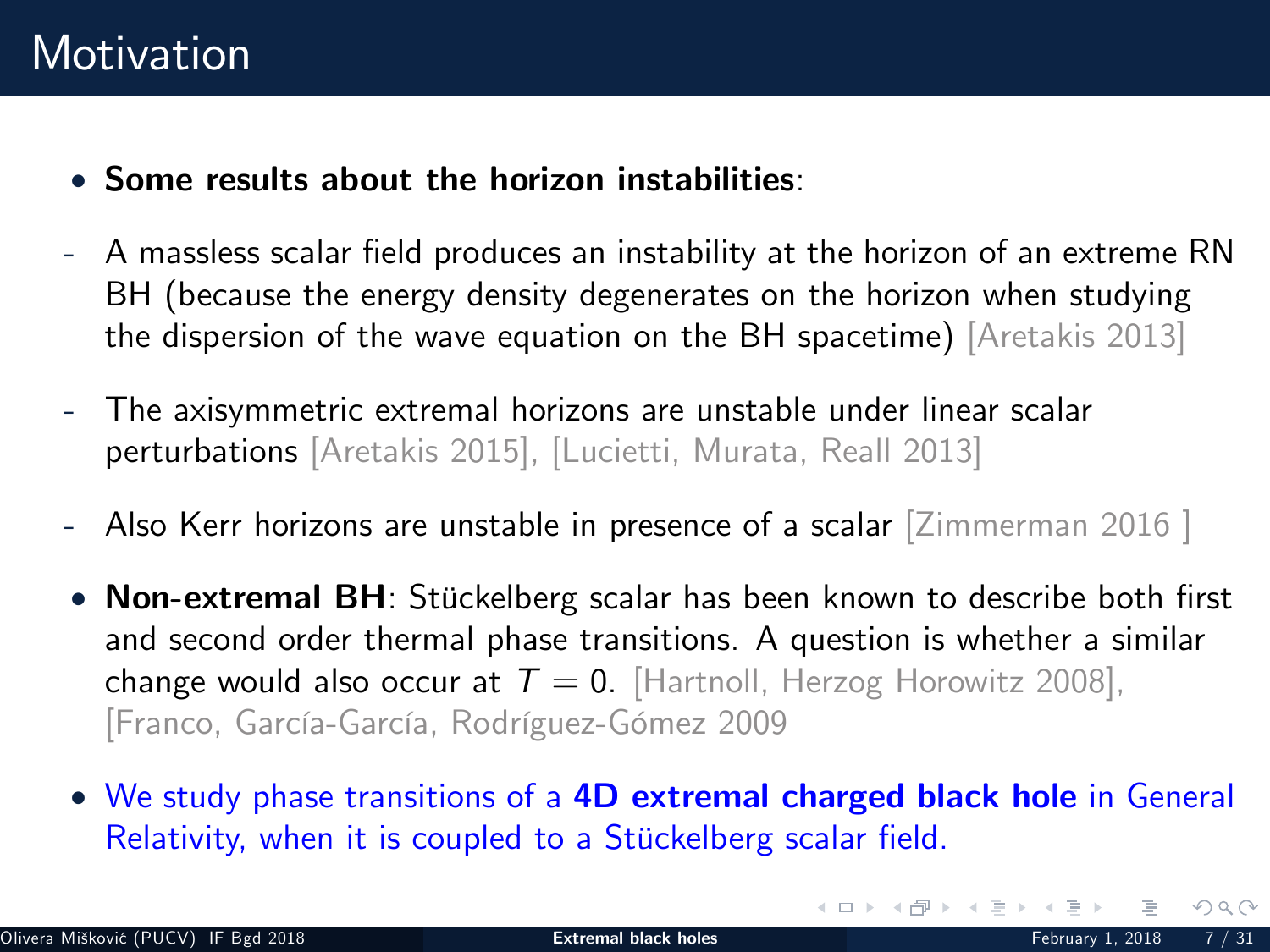# Motivation

- **Some results about the horizon instabilities**:
  - A massless scalar field produces an instability at the horizon of an extreme RN BH (because the energy density degenerates on the horizon when studying the dispersion of the wave equation on the BH spacetime) [Aretakis 2013]
  - The axisymmetric extremal horizons are unstable under linear scalar perturbations [Aretakis 2015], [Lucietti, Murata, Reall 2013]
  - Also Kerr horizons are unstable in presence of a scalar [Zimmerman 2016 ]
- **Non-extremal BH**: Stückelberg scalar has been known to describe both first and second order thermal phase transitions. A question is whether a similar change would also occur at $T = 0$. [Hartnoll, Herzog Horowitz 2008], [Franco, García-García, Rodríguez-Gómez 2009
- We study phase transitions of a **4D extremal charged black hole** in General Relativity, when it is coupled to a Stückelberg scalar field.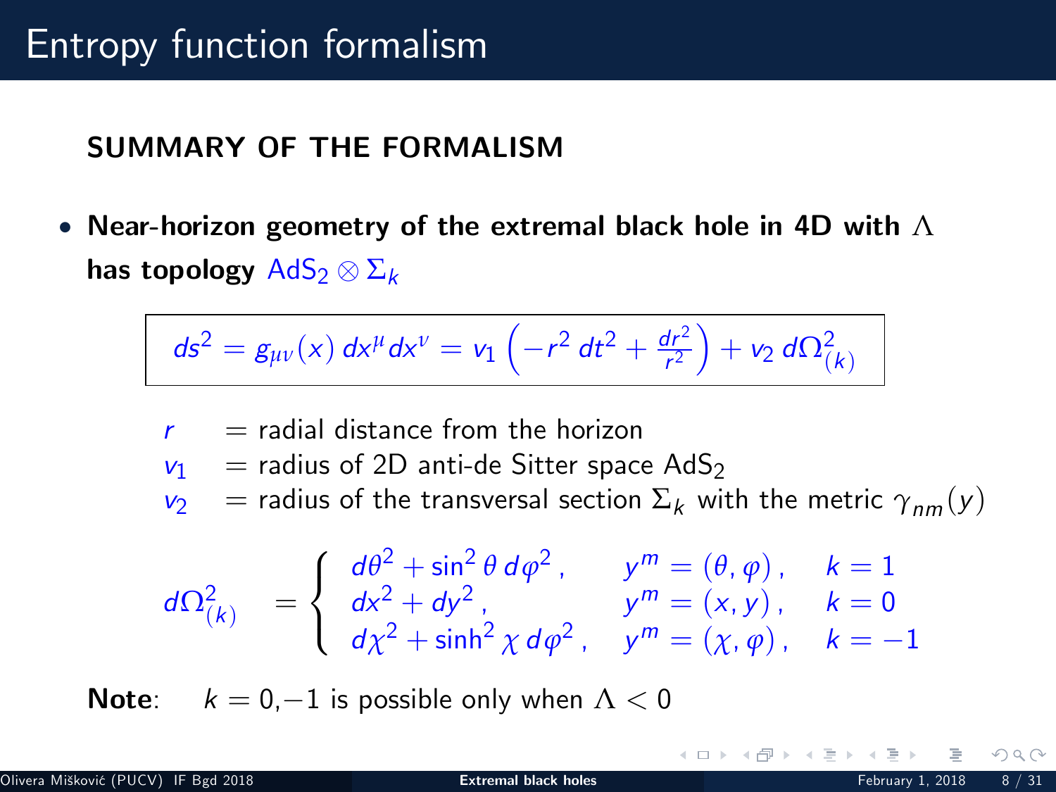# Entropy function formalism

## SUMMARY OF THE FORMALISM

- **Near-horizon geometry of the extremal black hole in 4D with $\Lambda$ has topology $\mathrm{AdS}_2 \otimes \Sigma_k$**

$$
\boxed{ds^2 = g_{\mu\nu}(x)\, dx^\mu dx^\nu = v_1 \left( -r^2\, dt^2 + \frac{dr^2}{r^2} \right) + v_2\, d\Omega^2_{(k)}}
$$

$r$ = radial distance from the horizon

$v_1$ = radius of 2D anti-de Sitter space $\mathrm{AdS}_2$

$v_2$ = radius of the transversal section $\Sigma_k$ with the metric $\gamma_{nm}(y)$

$$
d\Omega^2_{(k)} = \begin{cases} d\theta^2 + \sin^2\theta\, d\varphi^2\,, & y^m = (\theta, \varphi)\,, \quad k = 1 \\ dx^2 + dy^2\,, & y^m = (x, y)\,, \quad k = 0 \\ d\chi^2 + \sinh^2\chi\, d\varphi^2\,, & y^m = (\chi, \varphi)\,, \quad k = -1 \end{cases}
$$

**Note**: $k = 0, -1$ is possible only when $\Lambda < 0$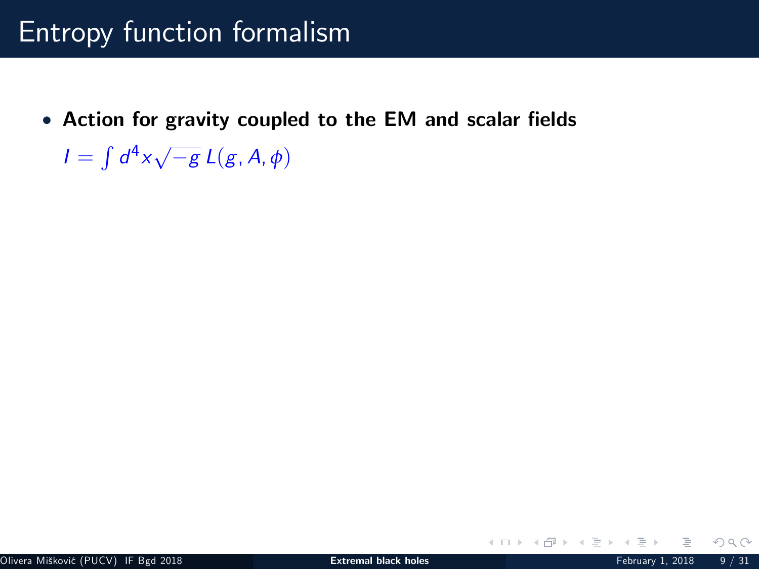# Entropy function formalism

- **Action for gravity coupled to the EM and scalar fields**

  $I = \int d^4x \sqrt{-g}\, L(g, A, \phi)$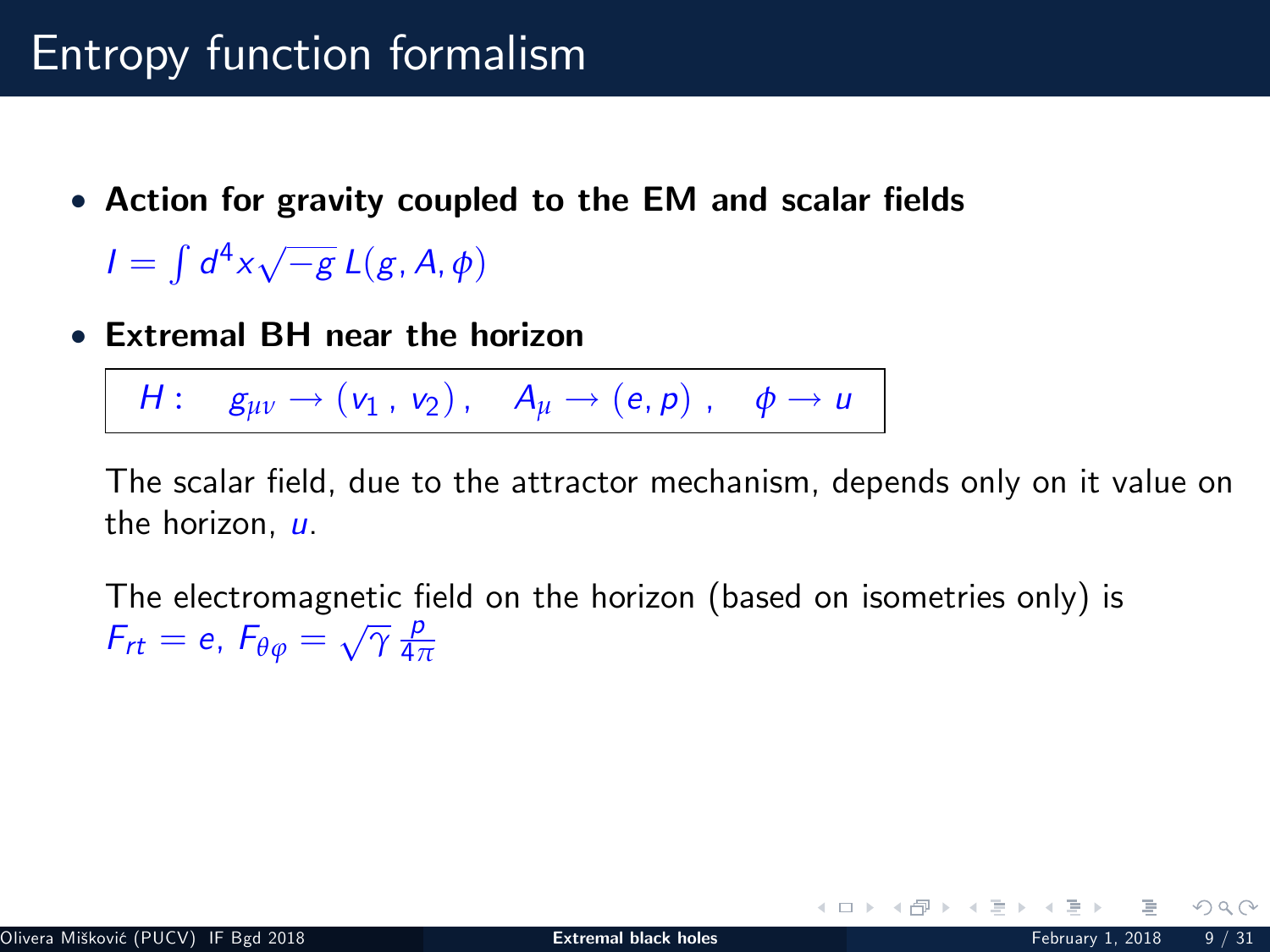# Entropy function formalism

- **Action for gravity coupled to the EM and scalar fields**

  $I = \int d^4x \sqrt{-g}\, L(g, A, \phi)$

- **Extremal BH near the horizon**

  $$H: \quad g_{\mu\nu} \rightarrow (v_1\,,\, v_2)\,, \quad A_\mu \rightarrow (e, p)\,, \quad \phi \rightarrow u$$

  The scalar field, due to the attractor mechanism, depends only on it value on the horizon, $u$.

  The electromagnetic field on the horizon (based on isometries only) is $F_{rt} = e$, $F_{\theta\varphi} = \sqrt{\gamma}\,\frac{p}{4\pi}$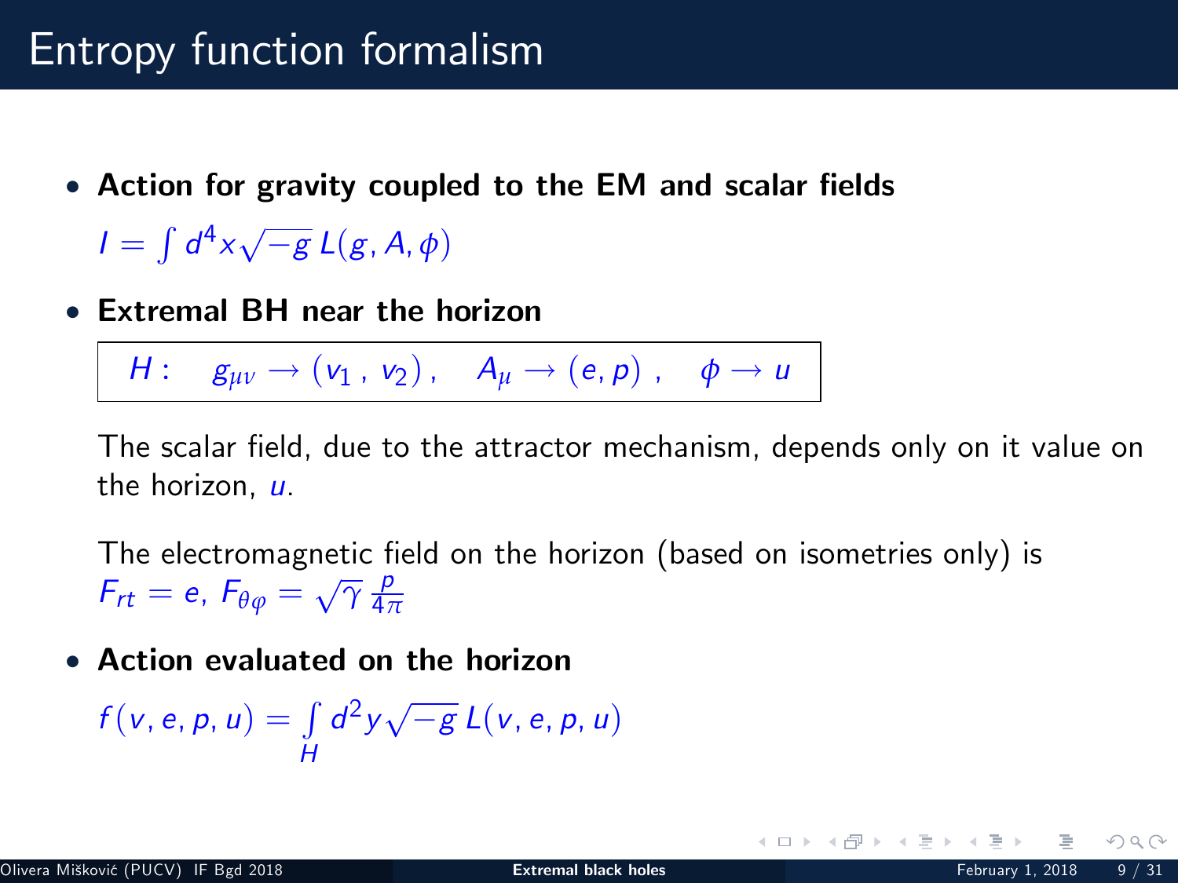# Entropy function formalism

- **Action for gravity coupled to the EM and scalar fields**

  $I = \int d^4x \sqrt{-g}\, L(g, A, \phi)$

- **Extremal BH near the horizon**

  $$H: \quad g_{\mu\nu} \to (v_1\,,\, v_2)\,, \quad A_\mu \to (e, p)\;, \quad \phi \to u$$

  The scalar field, due to the attractor mechanism, depends only on it value on the horizon, $u$.

  The electromagnetic field on the horizon (based on isometries only) is $F_{rt} = e$, $F_{\theta\varphi} = \sqrt{\gamma}\,\frac{p}{4\pi}$

- **Action evaluated on the horizon**

  $f(v, e, p, u) = \int\limits_H d^2y \sqrt{-g}\, L(v, e, p, u)$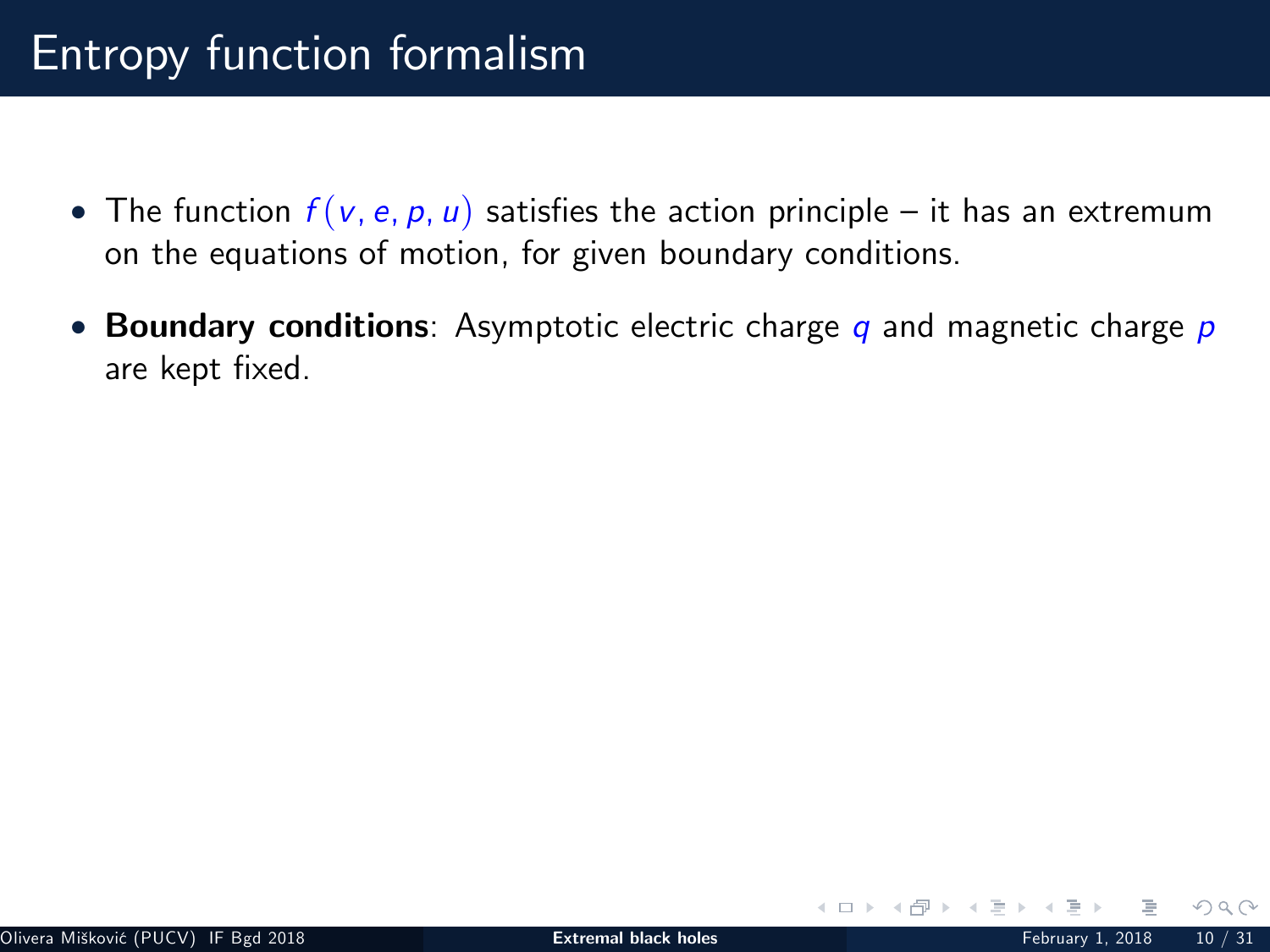# Entropy function formalism

- The function $f(v, e, p, u)$ satisfies the action principle – it has an extremum on the equations of motion, for given boundary conditions.
- **Boundary conditions**: Asymptotic electric charge $q$ and magnetic charge $p$ are kept fixed.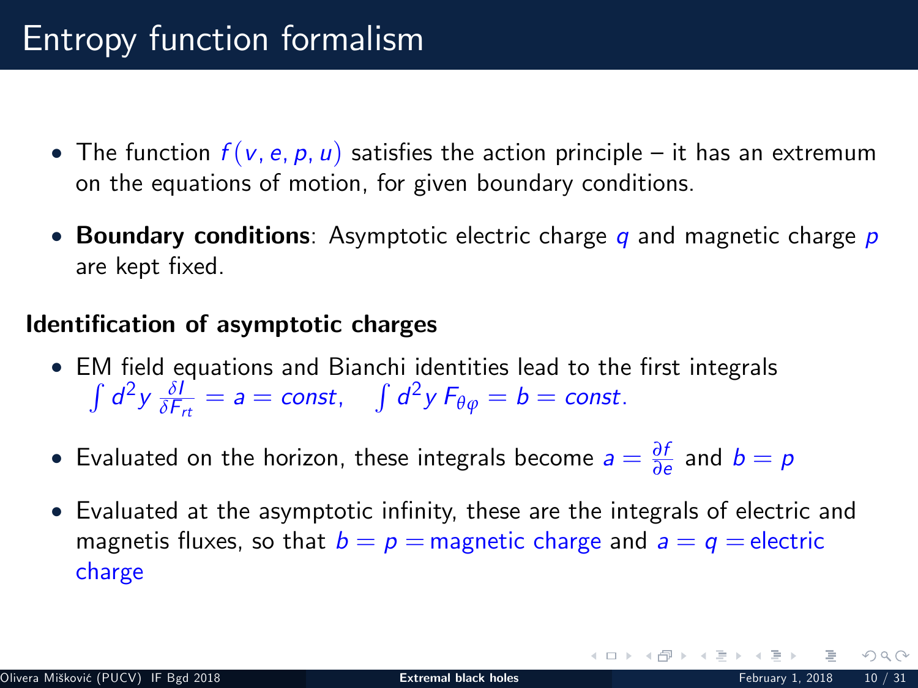# Entropy function formalism

- The function $f(v, e, p, u)$ satisfies the action principle – it has an extremum on the equations of motion, for given boundary conditions.
- **Boundary conditions**: Asymptotic electric charge $q$ and magnetic charge $p$ are kept fixed.

**Identification of asymptotic charges**

- EM field equations and Bianchi identities lead to the first integrals $\int d^2y \, \frac{\delta I}{\delta F_{rt}} = a = const, \quad \int d^2y \, F_{\theta\varphi} = b = const.$
- Evaluated on the horizon, these integrals become $a = \frac{\partial f}{\partial e}$ and $b = p$
- Evaluated at the asymptotic infinity, these are the integrals of electric and magnetis fluxes, so that $b = p =$ magnetic charge and $a = q =$ electric charge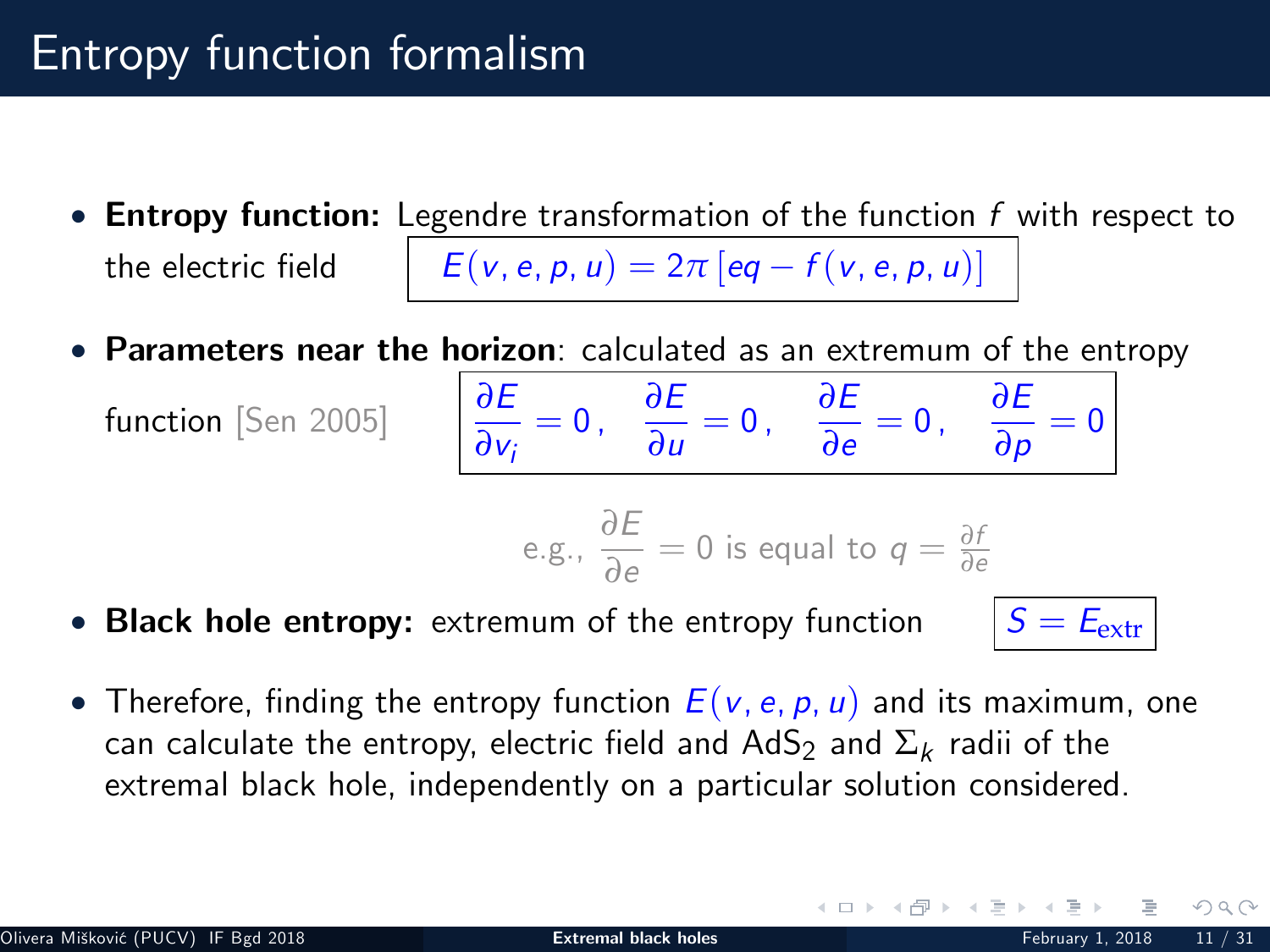# Entropy function formalism

- **Entropy function:** Legendre transformation of the function $f$ with respect to the electric field
$$E(v, e, p, u) = 2\pi \left[eq - f(v, e, p, u)\right]$$

- **Parameters near the horizon**: calculated as an extremum of the entropy function [Sen 2005]
$$\frac{\partial E}{\partial v_i} = 0\,, \quad \frac{\partial E}{\partial u} = 0\,, \quad \frac{\partial E}{\partial e} = 0\,, \quad \frac{\partial E}{\partial p} = 0$$

  e.g., $\dfrac{\partial E}{\partial e} = 0$ is equal to $q = \frac{\partial f}{\partial e}$

- **Black hole entropy:** extremum of the entropy function
$$S = E_{\mathrm{extr}}$$

- Therefore, finding the entropy function $E(v, e, p, u)$ and its maximum, one can calculate the entropy, electric field and $\mathrm{AdS}_2$ and $\Sigma_k$ radii of the extremal black hole, independently on a particular solution considered.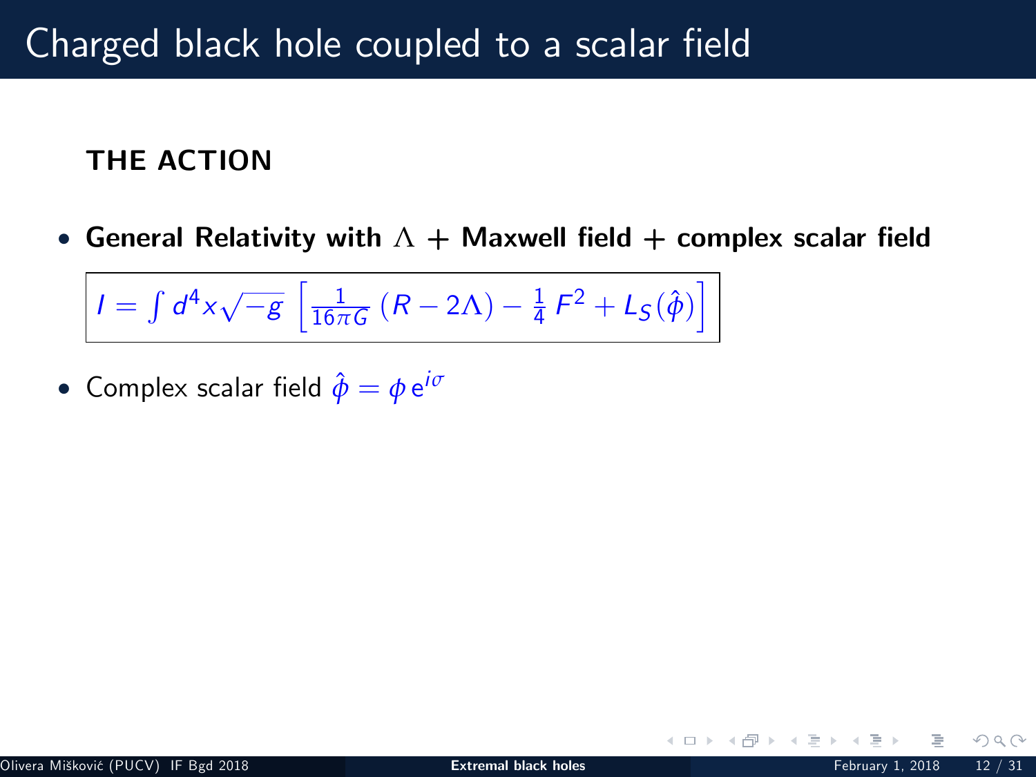# Charged black hole coupled to a scalar field

**THE ACTION**

- **General Relativity with $\Lambda$ + Maxwell field + complex scalar field**

$$I = \int d^4x\sqrt{-g}\,\left[\frac{1}{16\pi G}\left(R-2\Lambda\right)-\frac{1}{4}\,F^2+L_S(\hat{\phi})\right]$$

- Complex scalar field $\hat{\phi} = \phi\,\mathrm{e}^{i\sigma}$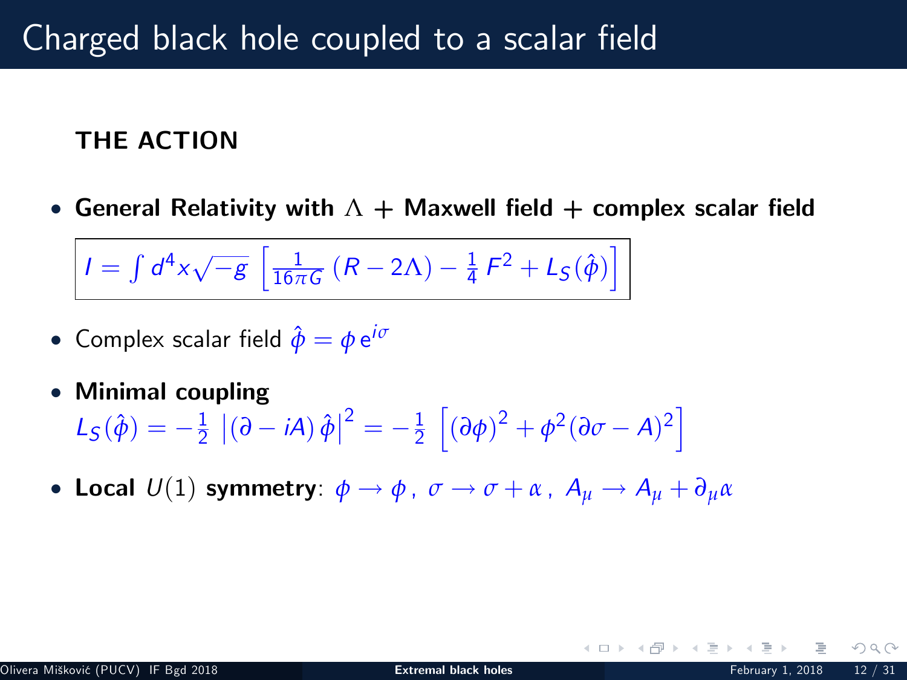# Charged black hole coupled to a scalar field

**THE ACTION**

- **General Relativity with $\Lambda$ + Maxwell field + complex scalar field**

$$I = \int d^4x \sqrt{-g}\,\left[\frac{1}{16\pi G}\left(R - 2\Lambda\right) - \frac{1}{4}\,F^2 + L_S(\hat{\phi})\right]$$

- Complex scalar field $\hat{\phi} = \phi\, \mathrm{e}^{i\sigma}$

- **Minimal coupling**
  $L_S(\hat{\phi}) = -\frac{1}{2}\,\left|(\partial - iA)\,\hat{\phi}\right|^2 = -\frac{1}{2}\,\left[(\partial\phi)^2 + \phi^2(\partial\sigma - A)^2\right]$

- **Local $U(1)$ symmetry**: $\phi \to \phi\,,\ \sigma \to \sigma + \alpha\,,\ A_\mu \to A_\mu + \partial_\mu \alpha$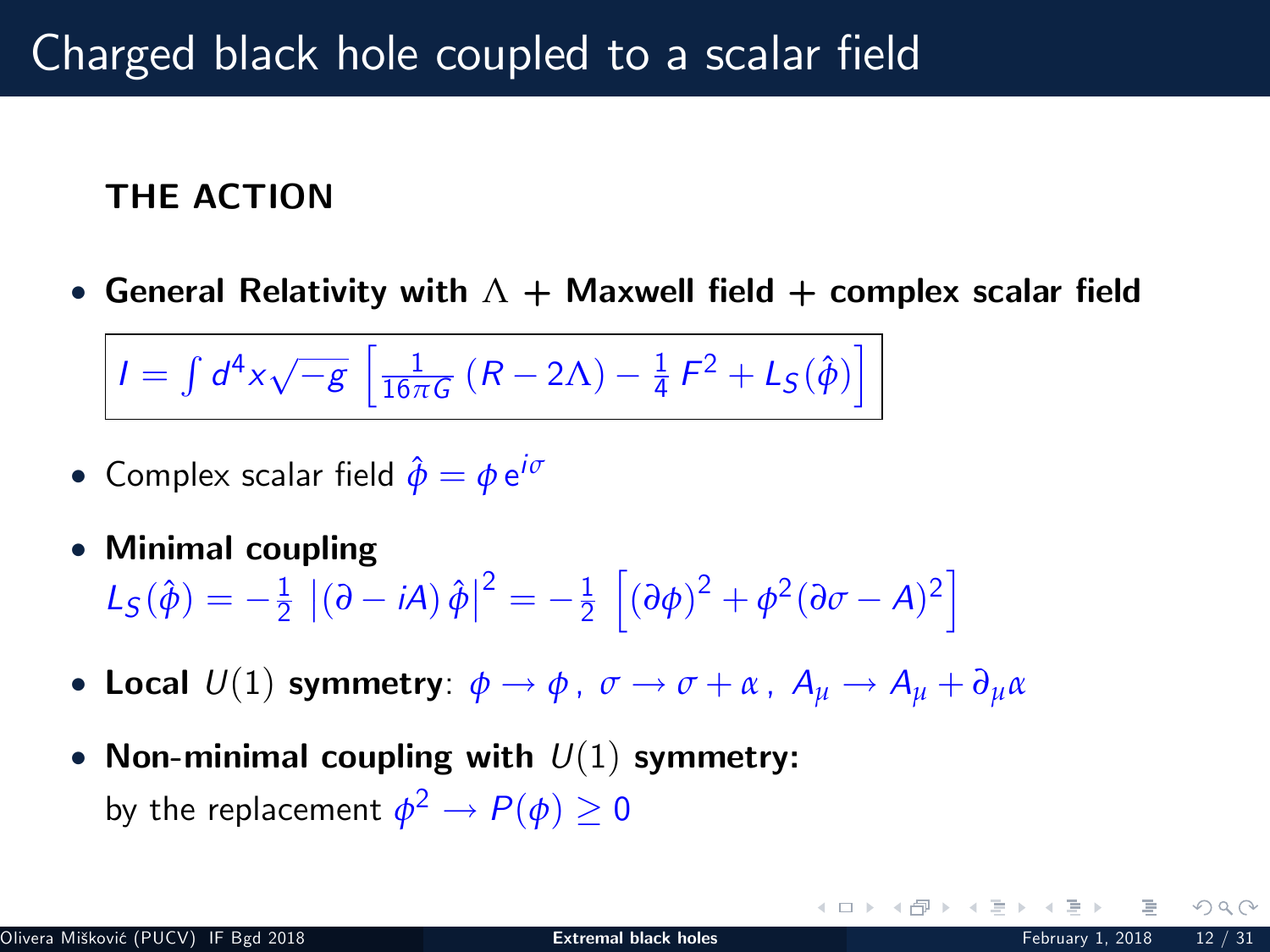# Charged black hole coupled to a scalar field

**THE ACTION**

- **General Relativity with $\Lambda$ + Maxwell field + complex scalar field**

$$I = \int d^4x \sqrt{-g}\, \left[ \frac{1}{16\pi G}\,(R - 2\Lambda) - \frac{1}{4}\,F^2 + L_S(\hat{\phi}) \right]$$

- Complex scalar field $\hat{\phi} = \phi\, \mathrm{e}^{i\sigma}$

- **Minimal coupling**
  $L_S(\hat{\phi}) = -\frac{1}{2}\, \left|(\partial - iA)\,\hat{\phi}\right|^2 = -\frac{1}{2}\, \left[ (\partial\phi)^2 + \phi^2 (\partial\sigma - A)^2 \right]$

- **Local** $U(1)$ **symmetry**: $\phi \to \phi\,,\ \sigma \to \sigma + \alpha\,,\ A_\mu \to A_\mu + \partial_\mu \alpha$

- **Non-minimal coupling with** $U(1)$ **symmetry:**
  by the replacement $\phi^2 \to P(\phi) \geq 0$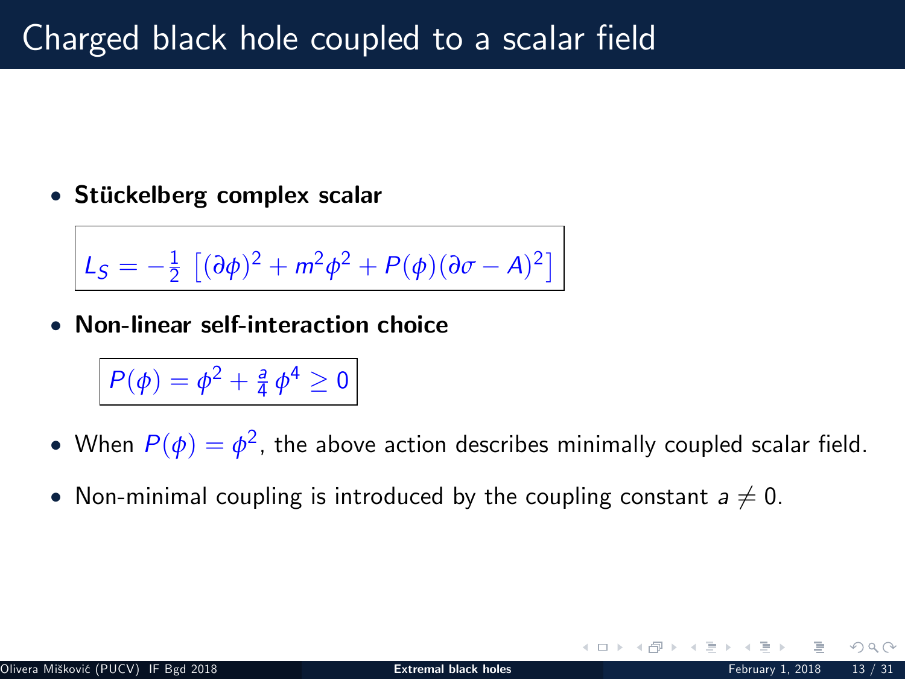# Charged black hole coupled to a scalar field

- **Stückelberg complex scalar**

$$L_S = -\frac{1}{2}\left[(\partial\phi)^2 + m^2\phi^2 + P(\phi)(\partial\sigma - A)^2\right]$$

- **Non-linear self-interaction choice**

$$P(\phi) = \phi^2 + \frac{a}{4}\,\phi^4 \geq 0$$

- When $P(\phi) = \phi^2$, the above action describes minimally coupled scalar field.
- Non-minimal coupling is introduced by the coupling constant $a \neq 0$.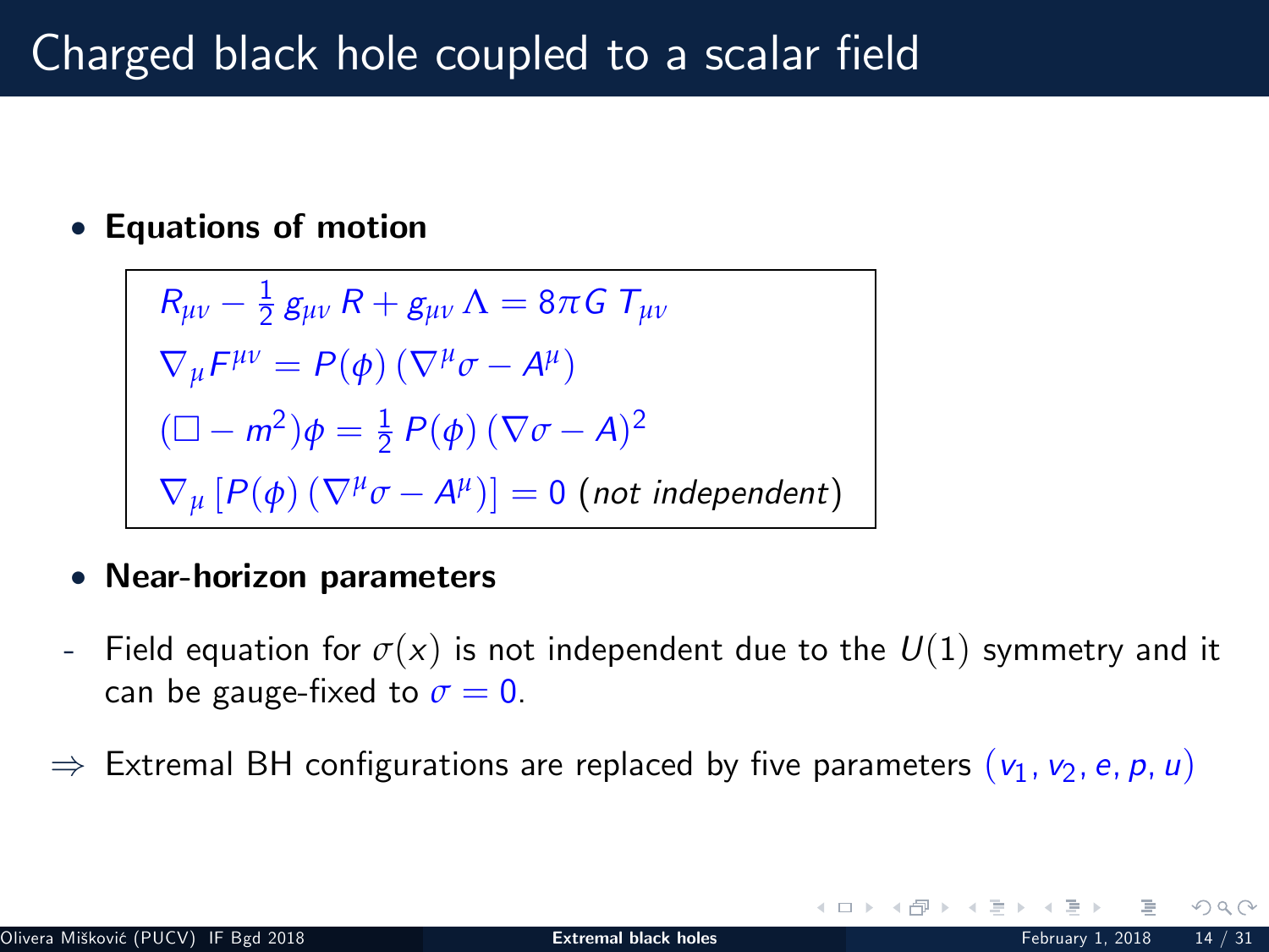# Charged black hole coupled to a scalar field

- **Equations of motion**

$$
\begin{aligned}
&R_{\mu\nu} - \frac{1}{2}\, g_{\mu\nu}\, R + g_{\mu\nu}\, \Lambda = 8\pi G\, T_{\mu\nu} \\
&\nabla_\mu F^{\mu\nu} = P(\phi)\,(\nabla^\mu \sigma - A^\mu) \\
&(\Box - m^2)\phi = \frac{1}{2}\, P(\phi)\,(\nabla\sigma - A)^2 \\
&\nabla_\mu \left[ P(\phi)\,(\nabla^\mu \sigma - A^\mu) \right] = 0 \ (\textit{not independent})
\end{aligned}
$$

- **Near-horizon parameters**

- Field equation for $\sigma(x)$ is not independent due to the $U(1)$ symmetry and it can be gauge-fixed to $\sigma = 0$.

$\Rightarrow$ Extremal BH configurations are replaced by five parameters $(v_1, v_2, e, p, u)$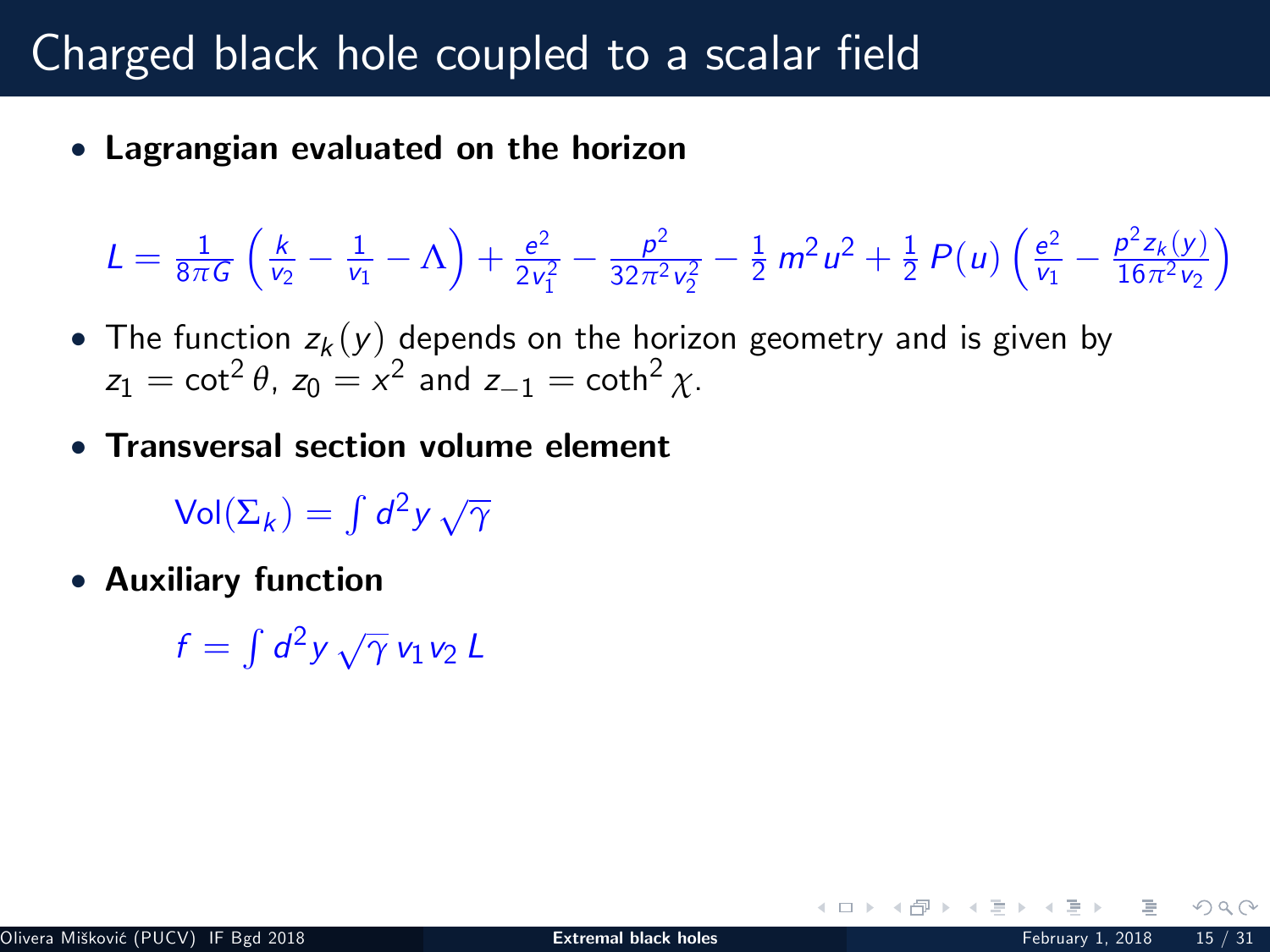# Charged black hole coupled to a scalar field

- **Lagrangian evaluated on the horizon**

$$L = \frac{1}{8\pi G}\left(\frac{k}{v_2} - \frac{1}{v_1} - \Lambda\right) + \frac{e^2}{2v_1^2} - \frac{p^2}{32\pi^2 v_2^2} - \frac{1}{2}\,m^2 u^2 + \frac{1}{2}\,P(u)\left(\frac{e^2}{v_1} - \frac{p^2 z_k(y)}{16\pi^2 v_2}\right)$$

- The function $z_k(y)$ depends on the horizon geometry and is given by $z_1 = \cot^2\theta$, $z_0 = x^2$ and $z_{-1} = \coth^2\chi$.

- **Transversal section volume element**

$$\mathrm{Vol}(\Sigma_k) = \int d^2y\,\sqrt{\gamma}$$

- **Auxiliary function**

$$f = \int d^2y\,\sqrt{\gamma}\,v_1 v_2\,L$$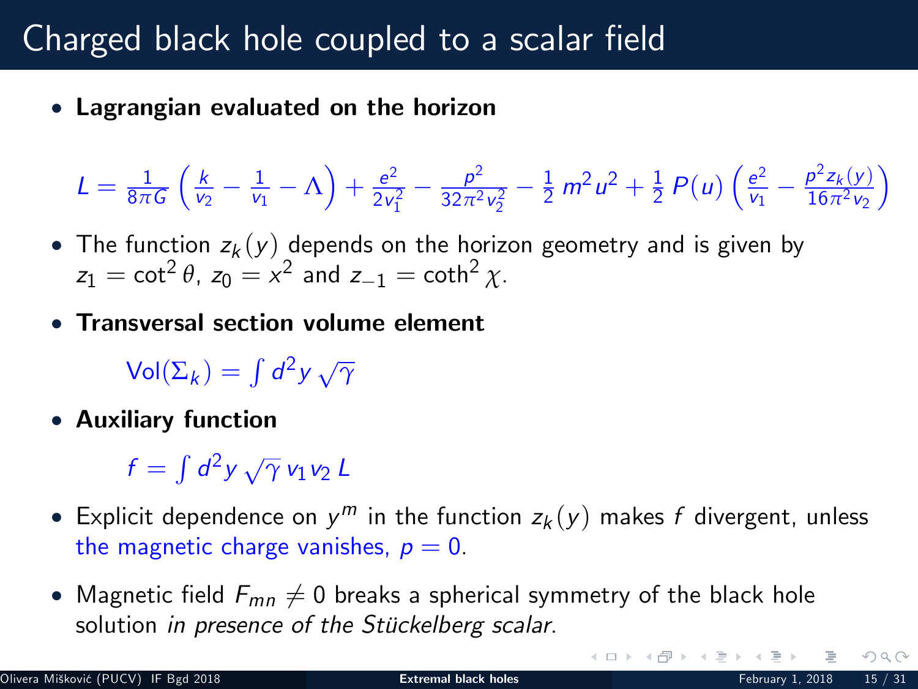# Charged black hole coupled to a scalar field

- **Lagrangian evaluated on the horizon**

$$L = \frac{1}{8\pi G}\left(\frac{k}{v_2} - \frac{1}{v_1} - \Lambda\right) + \frac{e^2}{2v_1^2} - \frac{p^2}{32\pi^2 v_2^2} - \frac{1}{2}\,m^2 u^2 + \frac{1}{2}\,P(u)\left(\frac{e^2}{v_1} - \frac{p^2 z_k(y)}{16\pi^2 v_2}\right)$$

- The function $z_k(y)$ depends on the horizon geometry and is given by $z_1 = \cot^2\theta$, $z_0 = x^2$ and $z_{-1} = \coth^2\chi$.

- **Transversal section volume element**

$$\text{Vol}(\Sigma_k) = \int d^2y\,\sqrt{\gamma}$$

- **Auxiliary function**

$$f = \int d^2y\,\sqrt{\gamma}\,v_1 v_2\,L$$

- Explicit dependence on $y^m$ in the function $z_k(y)$ makes $f$ divergent, unless the magnetic charge vanishes, $p = 0$.

- Magnetic field $F_{mn} \neq 0$ breaks a spherical symmetry of the black hole solution *in presence of the Stückelberg scalar*.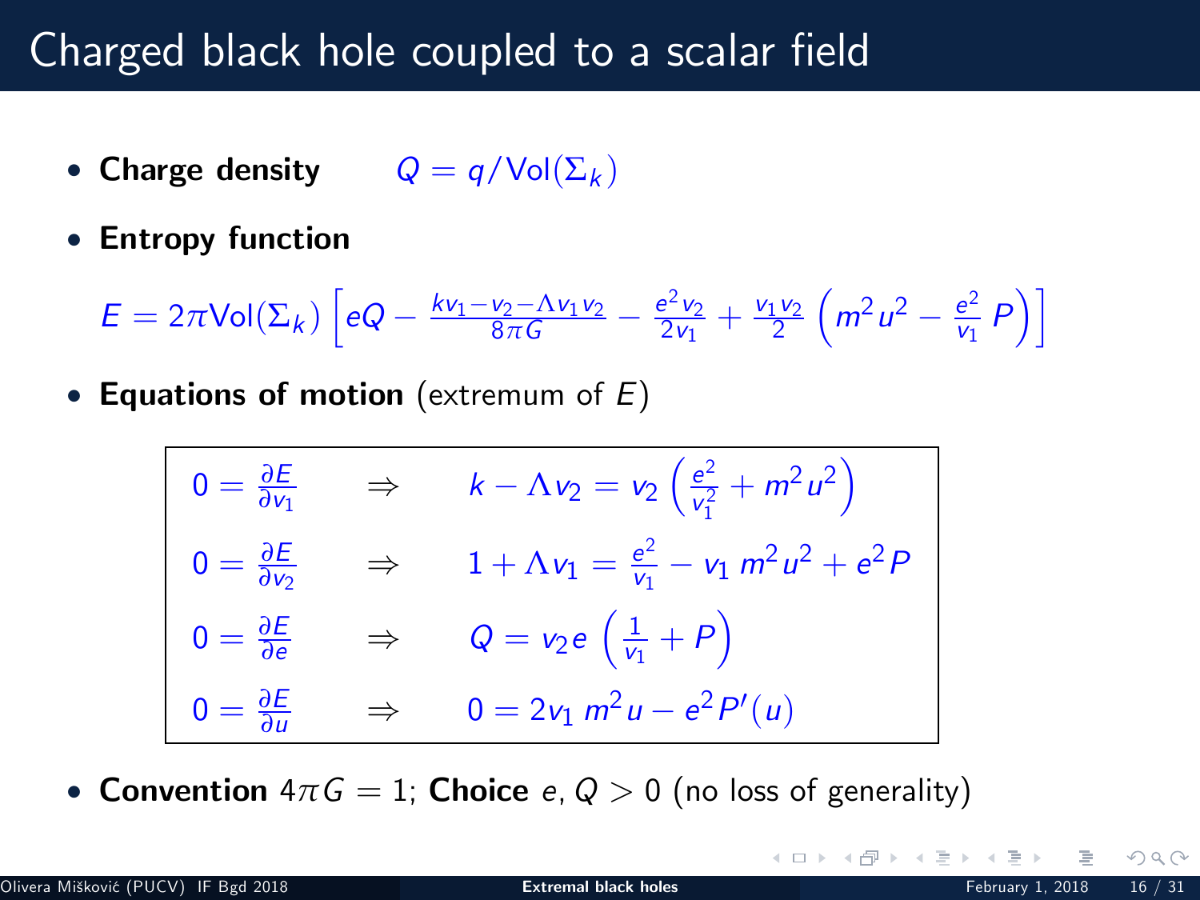# Charged black hole coupled to a scalar field

- **Charge density** $Q = q/\mathrm{Vol}(\Sigma_k)$
- **Entropy function**

$$E = 2\pi \mathrm{Vol}(\Sigma_k)\left[eQ - \frac{kv_1 - v_2 - \Lambda v_1 v_2}{8\pi G} - \frac{e^2 v_2}{2v_1} + \frac{v_1 v_2}{2}\left(m^2 u^2 - \frac{e^2}{v_1}\,P\right)\right]$$

- **Equations of motion** (extremum of $E$)

$$
\begin{array}{lcl}
0 = \frac{\partial E}{\partial v_1} & \Rightarrow & k - \Lambda v_2 = v_2\left(\frac{e^2}{v_1^2} + m^2 u^2\right) \\
0 = \frac{\partial E}{\partial v_2} & \Rightarrow & 1 + \Lambda v_1 = \frac{e^2}{v_1} - v_1\, m^2 u^2 + e^2 P \\
0 = \frac{\partial E}{\partial e} & \Rightarrow & Q = v_2 e\left(\frac{1}{v_1} + P\right) \\
0 = \frac{\partial E}{\partial u} & \Rightarrow & 0 = 2v_1\, m^2 u - e^2 P'(u)
\end{array}
$$

- **Convention** $4\pi G = 1$; **Choice** $e, Q > 0$ (no loss of generality)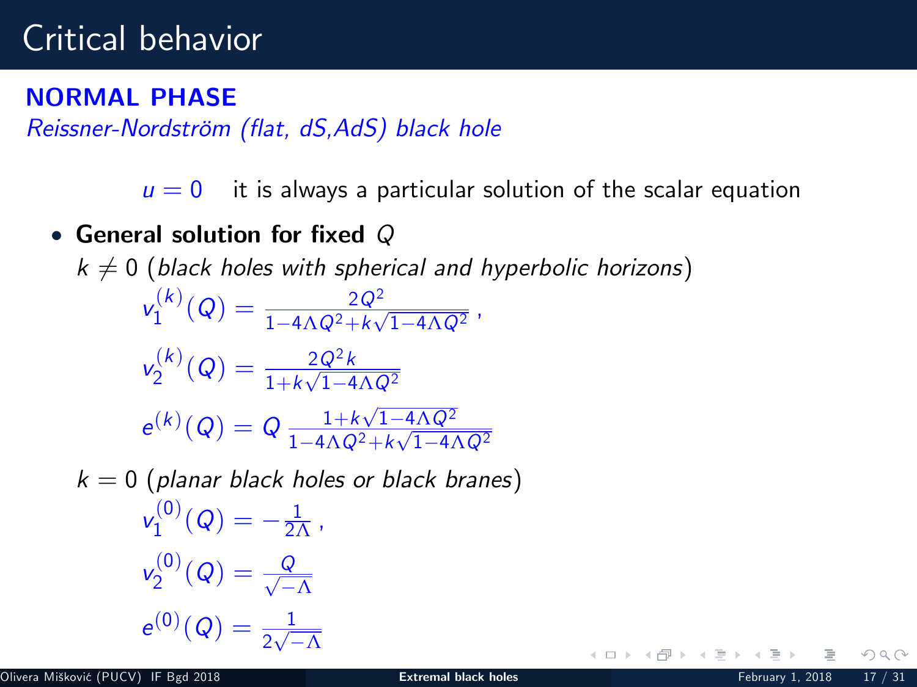# Critical behavior

**NORMAL PHASE**

*Reissner-Nordström (flat, dS,AdS) black hole*

$u = 0$ it is always a particular solution of the scalar equation

- **General solution for fixed** $Q$

  $k \neq 0$ (*black holes with spherical and hyperbolic horizons*)

$$v_1^{(k)}(Q) = \frac{2Q^2}{1-4\Lambda Q^2 + k\sqrt{1-4\Lambda Q^2}} \,,$$

$$v_2^{(k)}(Q) = \frac{2Q^2 k}{1+k\sqrt{1-4\Lambda Q^2}}$$

$$e^{(k)}(Q) = Q\, \frac{1+k\sqrt{1-4\Lambda Q^2}}{1-4\Lambda Q^2 + k\sqrt{1-4\Lambda Q^2}}$$

  $k = 0$ (*planar black holes or black branes*)

$$v_1^{(0)}(Q) = -\frac{1}{2\Lambda} \,,$$

$$v_2^{(0)}(Q) = \frac{Q}{\sqrt{-\Lambda}}$$

$$e^{(0)}(Q) = \frac{1}{2\sqrt{-\Lambda}}$$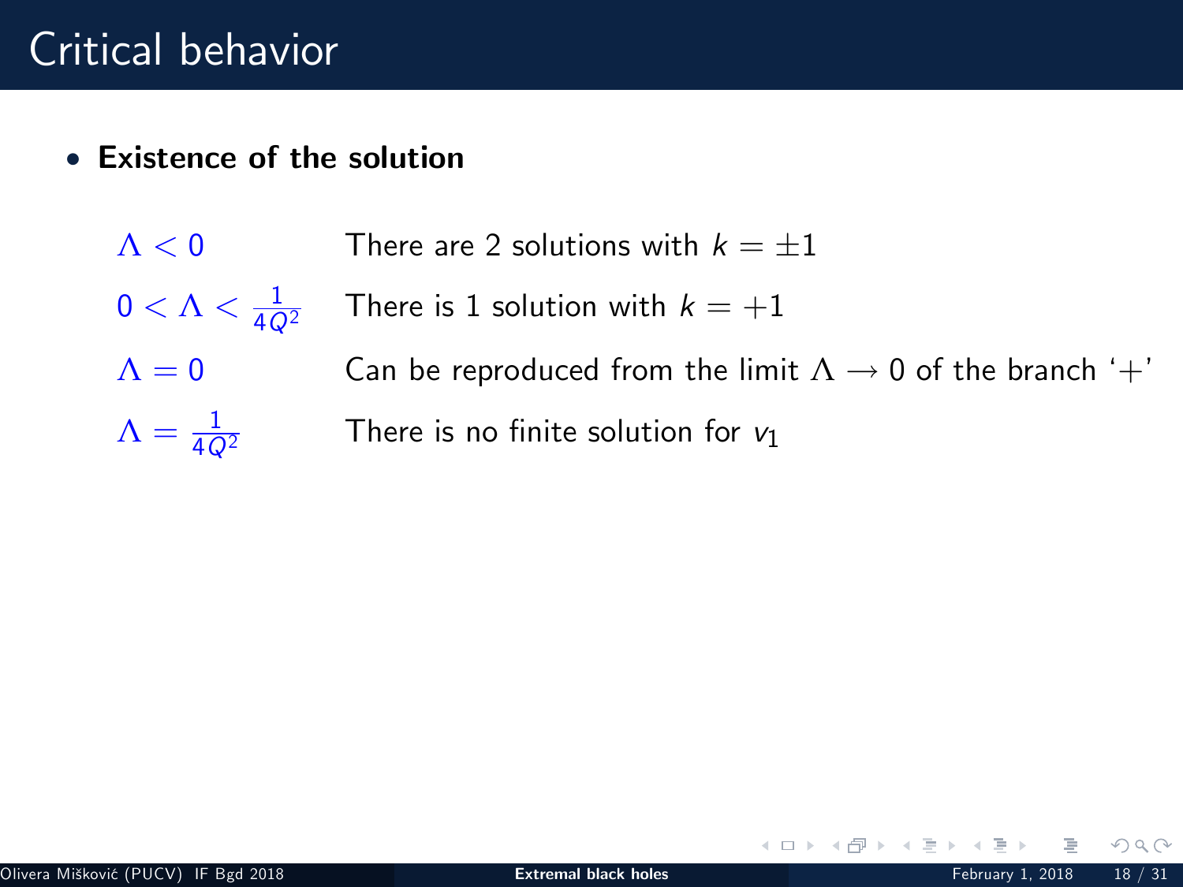# Critical behavior

- **Existence of the solution**

| | |
|---|---|
| $\Lambda < 0$ | There are 2 solutions with $k = \pm 1$ |
| $0 < \Lambda < \frac{1}{4Q^2}$ | There is 1 solution with $k = +1$ |
| $\Lambda = 0$ | Can be reproduced from the limit $\Lambda \to 0$ of the branch '+' |
| $\Lambda = \frac{1}{4Q^2}$ | There is no finite solution for $v_1$ |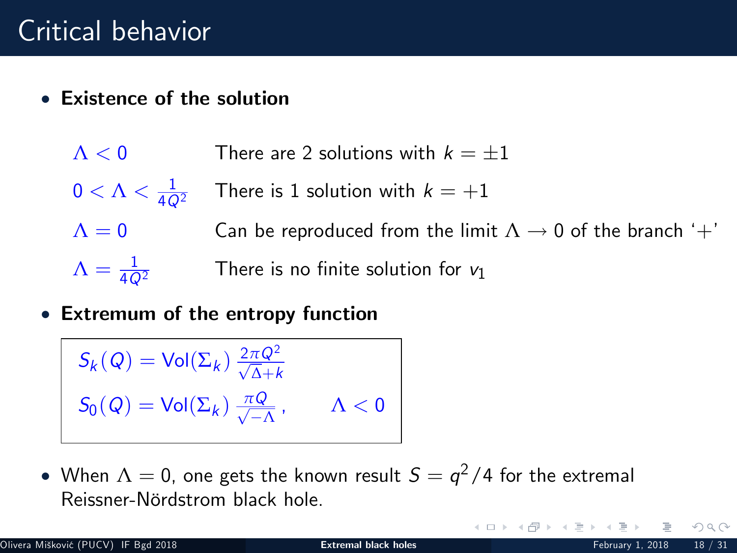# Critical behavior

- **Existence of the solution**

| | |
|---|---|
| $\Lambda < 0$ | There are 2 solutions with $k = \pm 1$ |
| $0 < \Lambda < \frac{1}{4Q^2}$ | There is 1 solution with $k = +1$ |
| $\Lambda = 0$ | Can be reproduced from the limit $\Lambda \to 0$ of the branch '$+$' |
| $\Lambda = \frac{1}{4Q^2}$ | There is no finite solution for $v_1$ |

- **Extremum of the entropy function**

$$S_k(Q) = \text{Vol}(\Sigma_k)\,\frac{2\pi Q^2}{\sqrt{\Delta + k}}$$

$$S_0(Q) = \text{Vol}(\Sigma_k)\,\frac{\pi Q}{\sqrt{-\Lambda}}\,, \qquad \Lambda < 0$$

- When $\Lambda = 0$, one gets the known result $S = q^2/4$ for the extremal Reissner-Nördstrom black hole.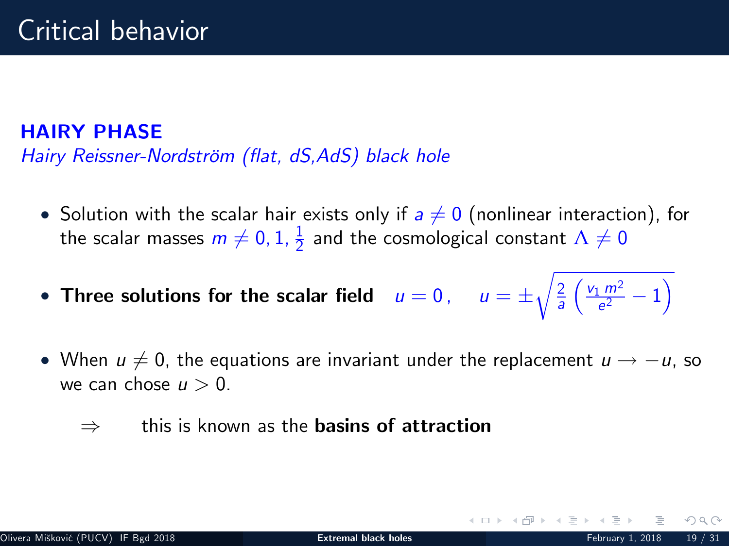# Critical behavior

**HAIRY PHASE**

*Hairy Reissner-Nordström (flat, dS,AdS) black hole*

- Solution with the scalar hair exists only if $a \neq 0$ (nonlinear interaction), for the scalar masses $m \neq 0, 1, \frac{1}{2}$ and the cosmological constant $\Lambda \neq 0$

- **Three solutions for the scalar field** $u = 0\,, \quad u = \pm\sqrt{\frac{2}{a}\left(\frac{v_1\, m^2}{e^2} - 1\right)}$

- When $u \neq 0$, the equations are invariant under the replacement $u \to -u$, so we can chose $u > 0$.

  $\Rightarrow$ this is known as the **basins of attraction**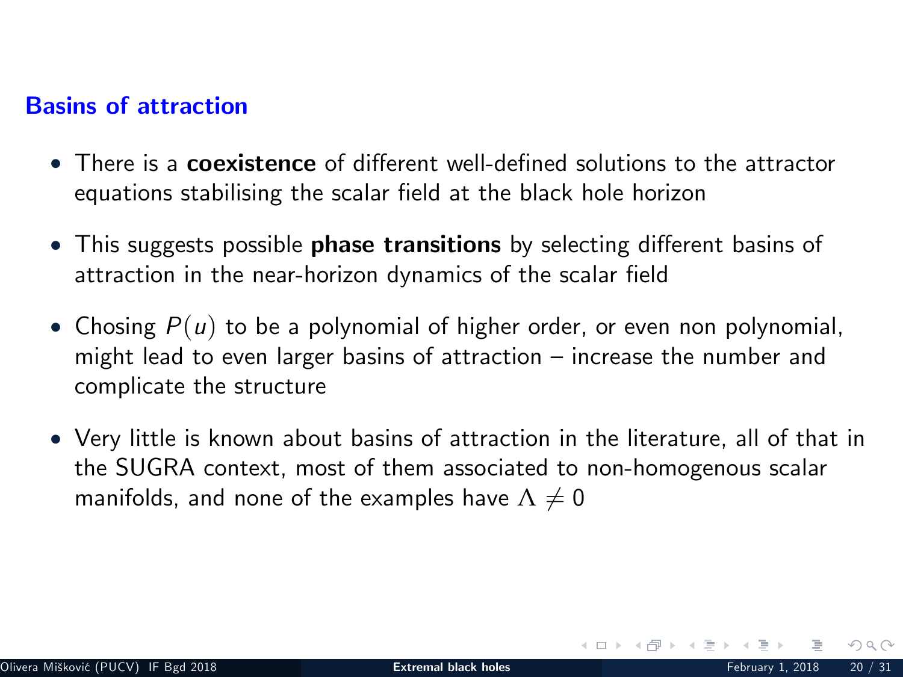## Basins of attraction

- There is a **coexistence** of different well-defined solutions to the attractor equations stabilising the scalar field at the black hole horizon
- This suggests possible **phase transitions** by selecting different basins of attraction in the near-horizon dynamics of the scalar field
- Chosing $P(u)$ to be a polynomial of higher order, or even non polynomial, might lead to even larger basins of attraction – increase the number and complicate the structure
- Very little is known about basins of attraction in the literature, all of that in the SUGRA context, most of them associated to non-homogenous scalar manifolds, and none of the examples have $\Lambda \neq 0$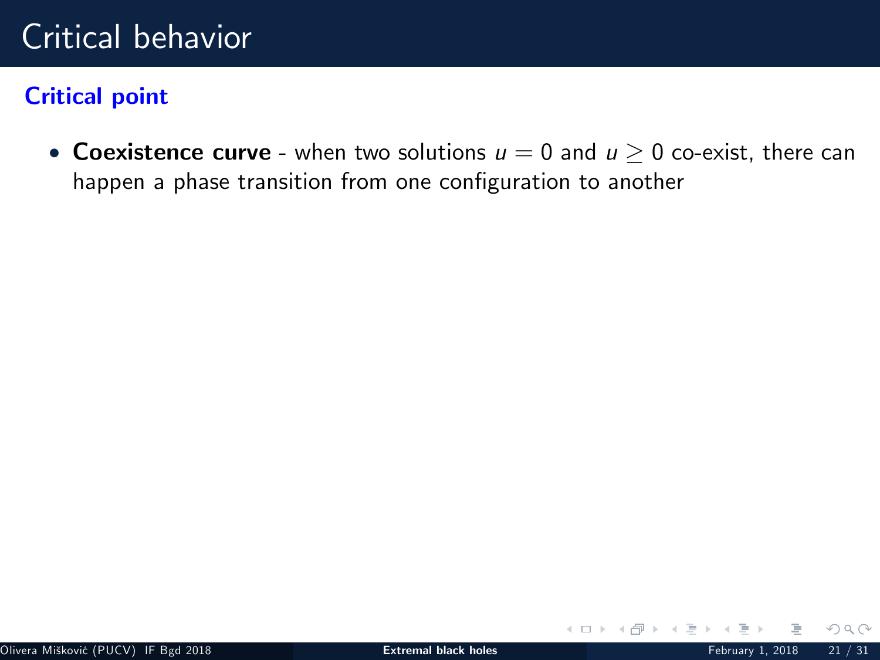# Critical behavior

## Critical point

- **Coexistence curve** - when two solutions $u = 0$ and $u \geq 0$ co-exist, there can happen a phase transition from one configuration to another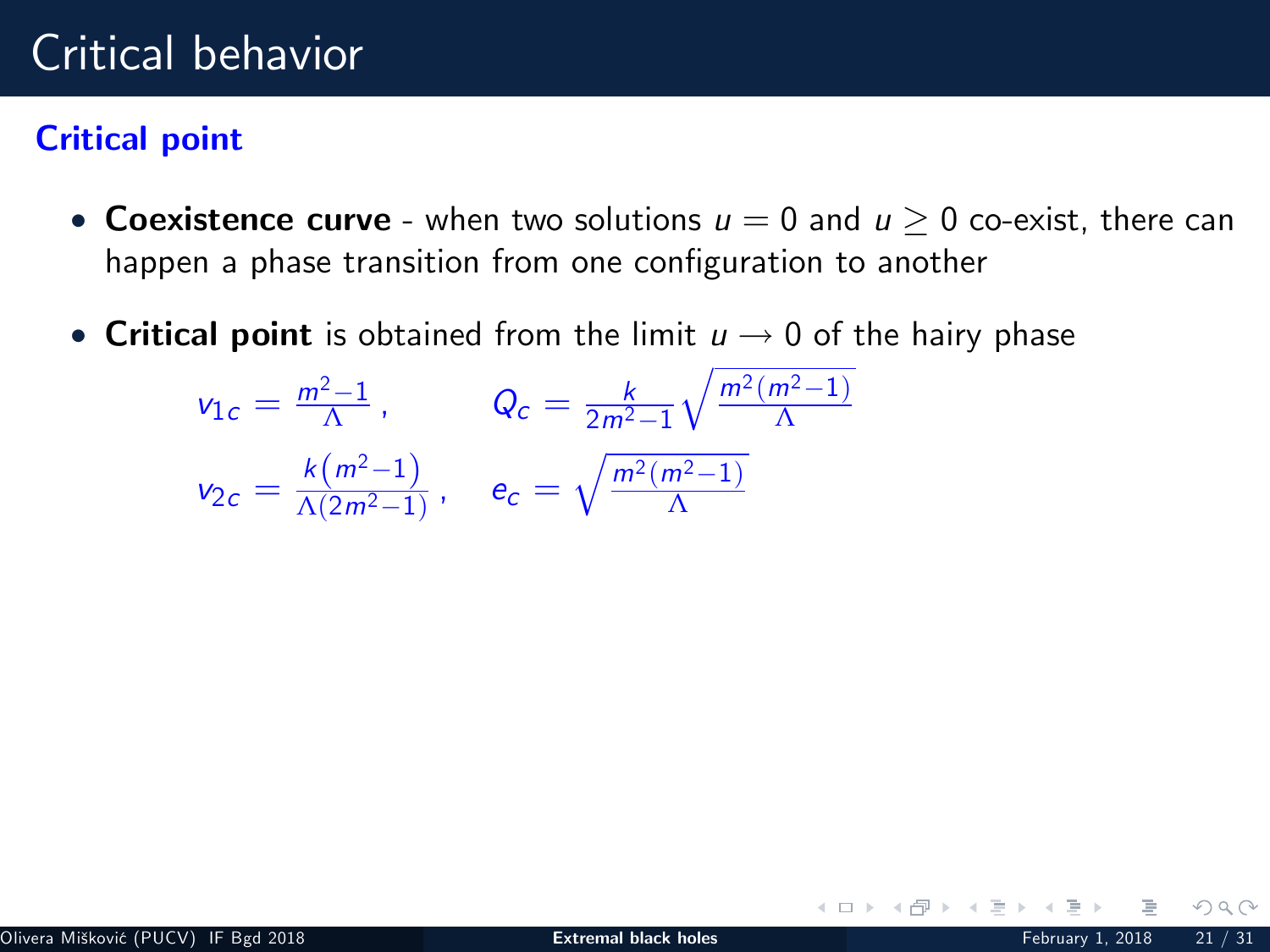# Critical behavior

## Critical point

- **Coexistence curve** - when two solutions $u = 0$ and $u \geq 0$ co-exist, there can happen a phase transition from one configuration to another

- **Critical point** is obtained from the limit $u \longrightarrow 0$ of the hairy phase

$$v_{1c} = \frac{m^2-1}{\Lambda}\,, \qquad Q_c = \frac{k}{2m^2-1}\sqrt{\frac{m^2(m^2-1)}{\Lambda}}$$

$$v_{2c} = \frac{k\left(m^2-1\right)}{\Lambda(2m^2-1)}\,, \qquad e_c = \sqrt{\frac{m^2(m^2-1)}{\Lambda}}$$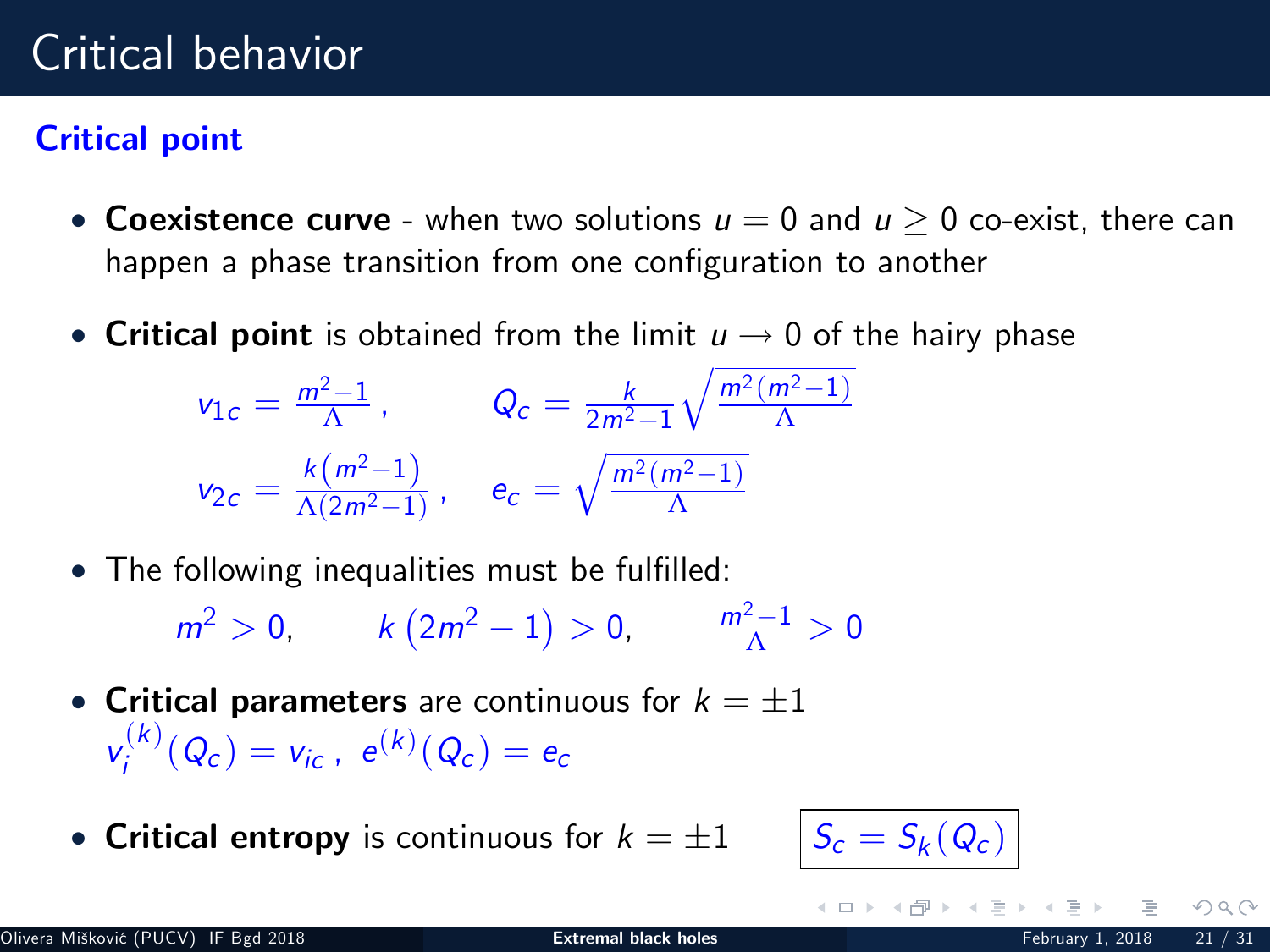# Critical behavior

## Critical point

- **Coexistence curve** - when two solutions $u = 0$ and $u \geq 0$ co-exist, there can happen a phase transition from one configuration to another

- **Critical point** is obtained from the limit $u \to 0$ of the hairy phase

$$v_{1c} = \frac{m^2-1}{\Lambda}\,, \qquad Q_c = \frac{k}{2m^2-1}\sqrt{\frac{m^2(m^2-1)}{\Lambda}}$$

$$v_{2c} = \frac{k\left(m^2-1\right)}{\Lambda(2m^2-1)}\,, \qquad e_c = \sqrt{\frac{m^2(m^2-1)}{\Lambda}}$$

- The following inequalities must be fulfilled:

$$m^2 > 0, \qquad k\left(2m^2-1\right) > 0, \qquad \frac{m^2-1}{\Lambda} > 0$$

- **Critical parameters** are continuous for $k = \pm 1$
  $v_i^{(k)}(Q_c) = v_{ic}\,,\ e^{(k)}(Q_c) = e_c$

- **Critical entropy** is continuous for $k = \pm 1$ $\quad \boxed{S_c = S_k(Q_c)}$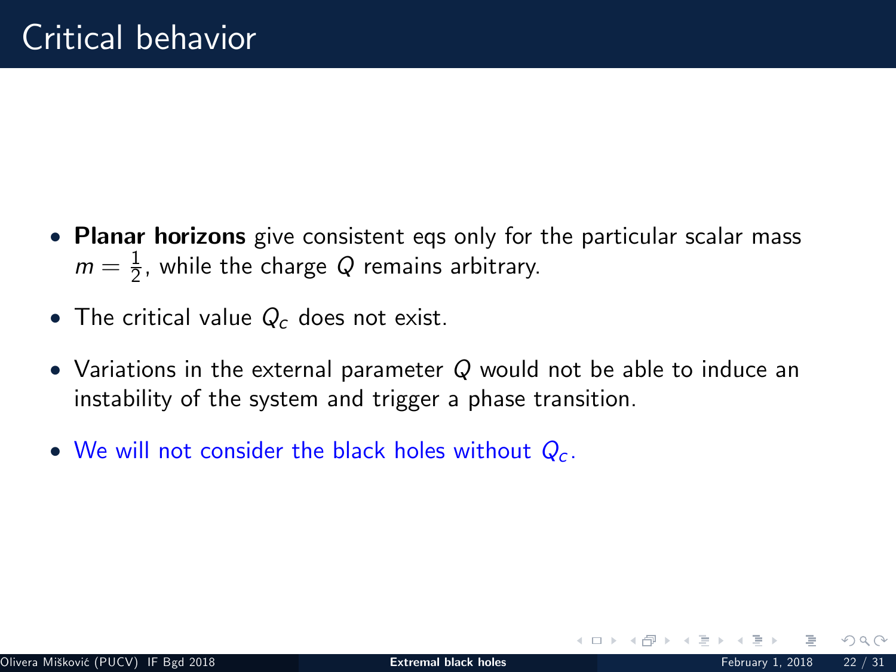# Critical behavior

- **Planar horizons** give consistent eqs only for the particular scalar mass $m = \frac{1}{2}$, while the charge $Q$ remains arbitrary.
- The critical value $Q_c$ does not exist.
- Variations in the external parameter $Q$ would not be able to induce an instability of the system and trigger a phase transition.
- We will not consider the black holes without $Q_c$.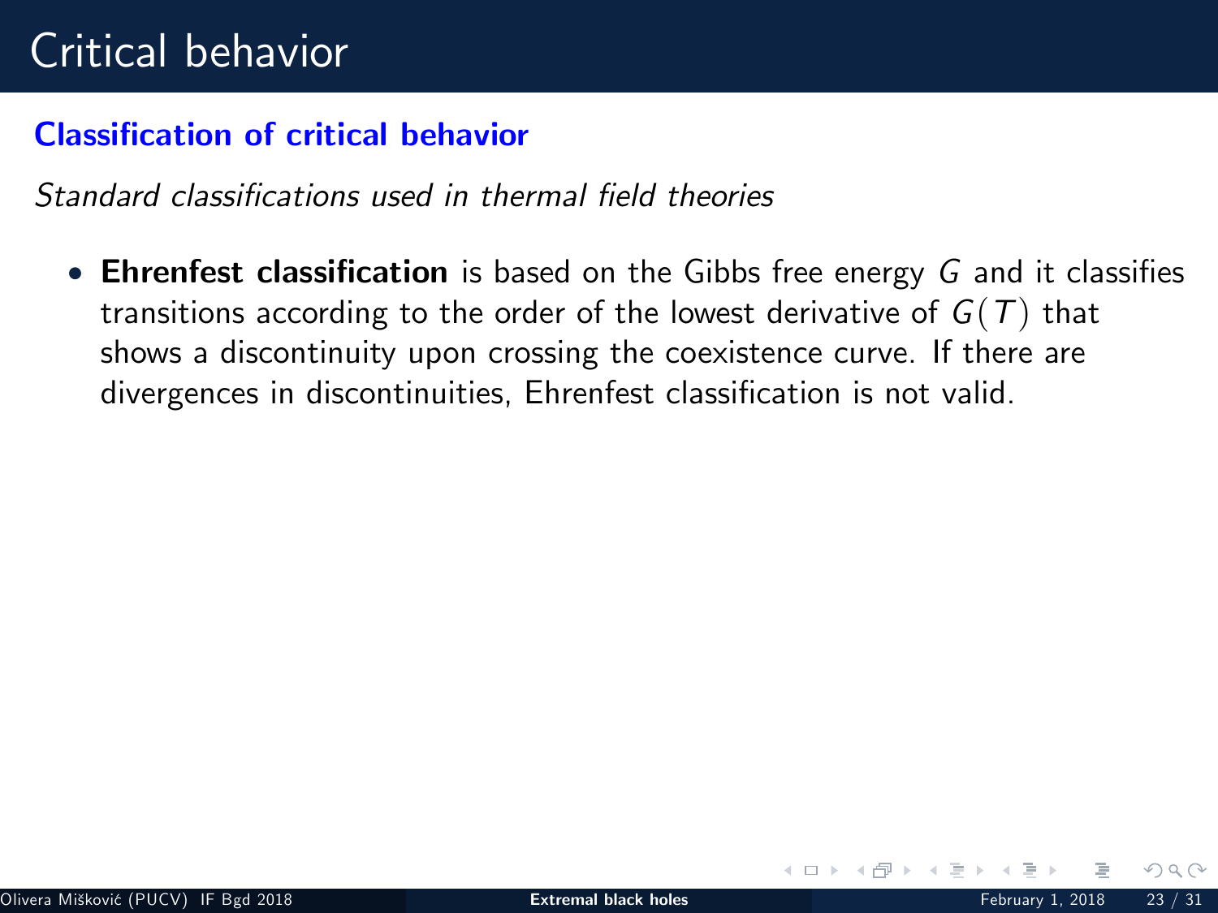# Critical behavior

## Classification of critical behavior

*Standard classifications used in thermal field theories*

- **Ehrenfest classification** is based on the Gibbs free energy $G$ and it classifies transitions according to the order of the lowest derivative of $G(T)$ that shows a discontinuity upon crossing the coexistence curve. If there are divergences in discontinuities, Ehrenfest classification is not valid.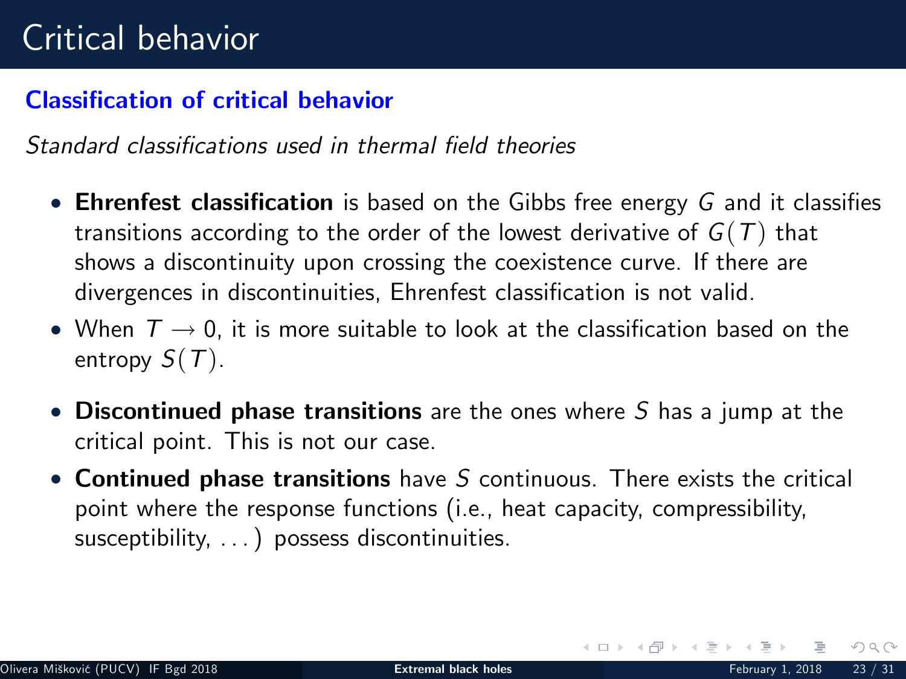# Critical behavior

## Classification of critical behavior

*Standard classifications used in thermal field theories*

- **Ehrenfest classification** is based on the Gibbs free energy $G$ and it classifies transitions according to the order of the lowest derivative of $G(T)$ that shows a discontinuity upon crossing the coexistence curve. If there are divergences in discontinuities, Ehrenfest classification is not valid.
- When $T \rightarrow 0$, it is more suitable to look at the classification based on the entropy $S(T)$.

- **Discontinued phase transitions** are the ones where $S$ has a jump at the critical point. This is not our case.
- **Continued phase transitions** have $S$ continuous. There exists the critical point where the response functions (i.e., heat capacity, compressibility, susceptibility, ...) possess discontinuities.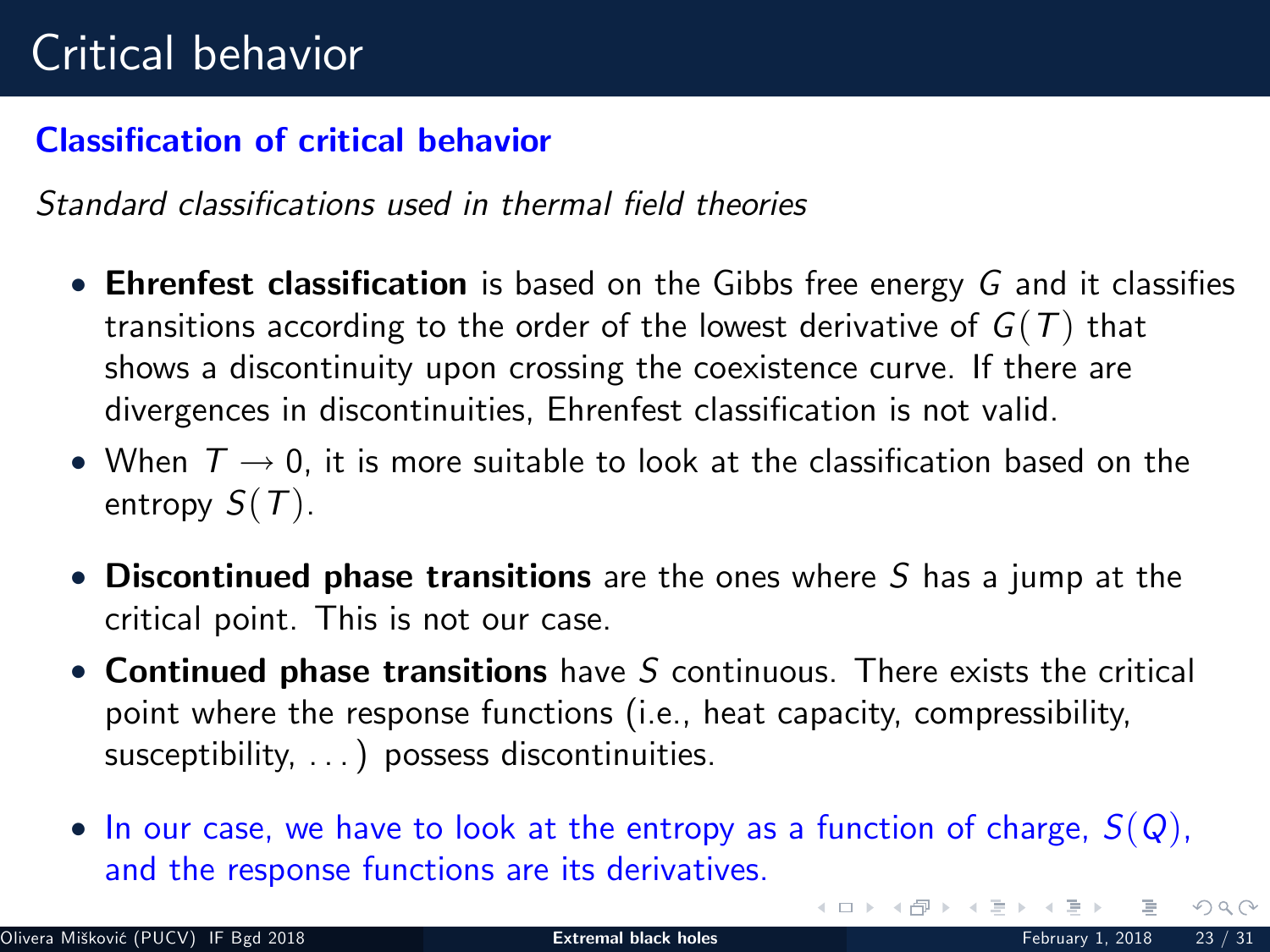# Critical behavior

## Classification of critical behavior

*Standard classifications used in thermal field theories*

- **Ehrenfest classification** is based on the Gibbs free energy $G$ and it classifies transitions according to the order of the lowest derivative of $G(T)$ that shows a discontinuity upon crossing the coexistence curve. If there are divergences in discontinuities, Ehrenfest classification is not valid.
- When $T \to 0$, it is more suitable to look at the classification based on the entropy $S(T)$.

- **Discontinued phase transitions** are the ones where $S$ has a jump at the critical point. This is not our case.
- **Continued phase transitions** have $S$ continuous. There exists the critical point where the response functions (i.e., heat capacity, compressibility, susceptibility, ...) possess discontinuities.

- In our case, we have to look at the entropy as a function of charge, $S(Q)$, and the response functions are its derivatives.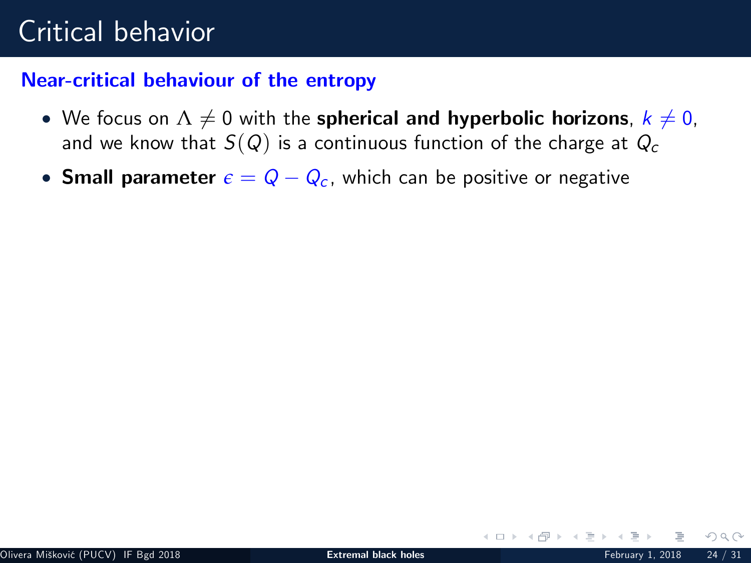# Critical behavior

## Near-critical behaviour of the entropy

- We focus on $\Lambda \neq 0$ with the **spherical and hyperbolic horizons**, $k \neq 0$, and we know that $S(Q)$ is a continuous function of the charge at $Q_c$
- **Small parameter** $\epsilon = Q - Q_c$, which can be positive or negative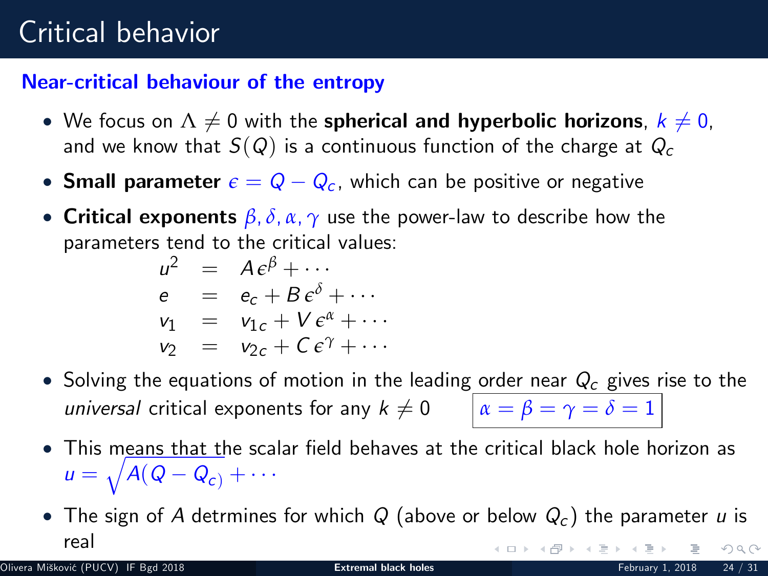# Critical behavior

### Near-critical behaviour of the entropy

- We focus on $\Lambda \neq 0$ with the **spherical and hyperbolic horizons**, $k \neq 0$, and we know that $S(Q)$ is a continuous function of the charge at $Q_c$
- **Small parameter** $\epsilon = Q - Q_c$, which can be positive or negative
- **Critical exponents** $\beta, \delta, \alpha, \gamma$ use the power-law to describe how the parameters tend to the critical values:

$$
\begin{aligned}
u^2 &= A\,\epsilon^{\beta} + \cdots \\
e &= e_c + B\,\epsilon^{\delta} + \cdots \\
v_1 &= v_{1c} + V\,\epsilon^{\alpha} + \cdots \\
v_2 &= v_{2c} + C\,\epsilon^{\gamma} + \cdots
\end{aligned}
$$

- Solving the equations of motion in the leading order near $Q_c$ gives rise to the *universal* critical exponents for any $k \neq 0$ $\quad \boxed{\alpha = \beta = \gamma = \delta = 1}$
- This means that the scalar field behaves at the critical black hole horizon as $u = \sqrt{A(Q - Q_{c)}} + \cdots$
- The sign of $A$ detrmines for which $Q$ (above or below $Q_c$) the parameter $u$ is real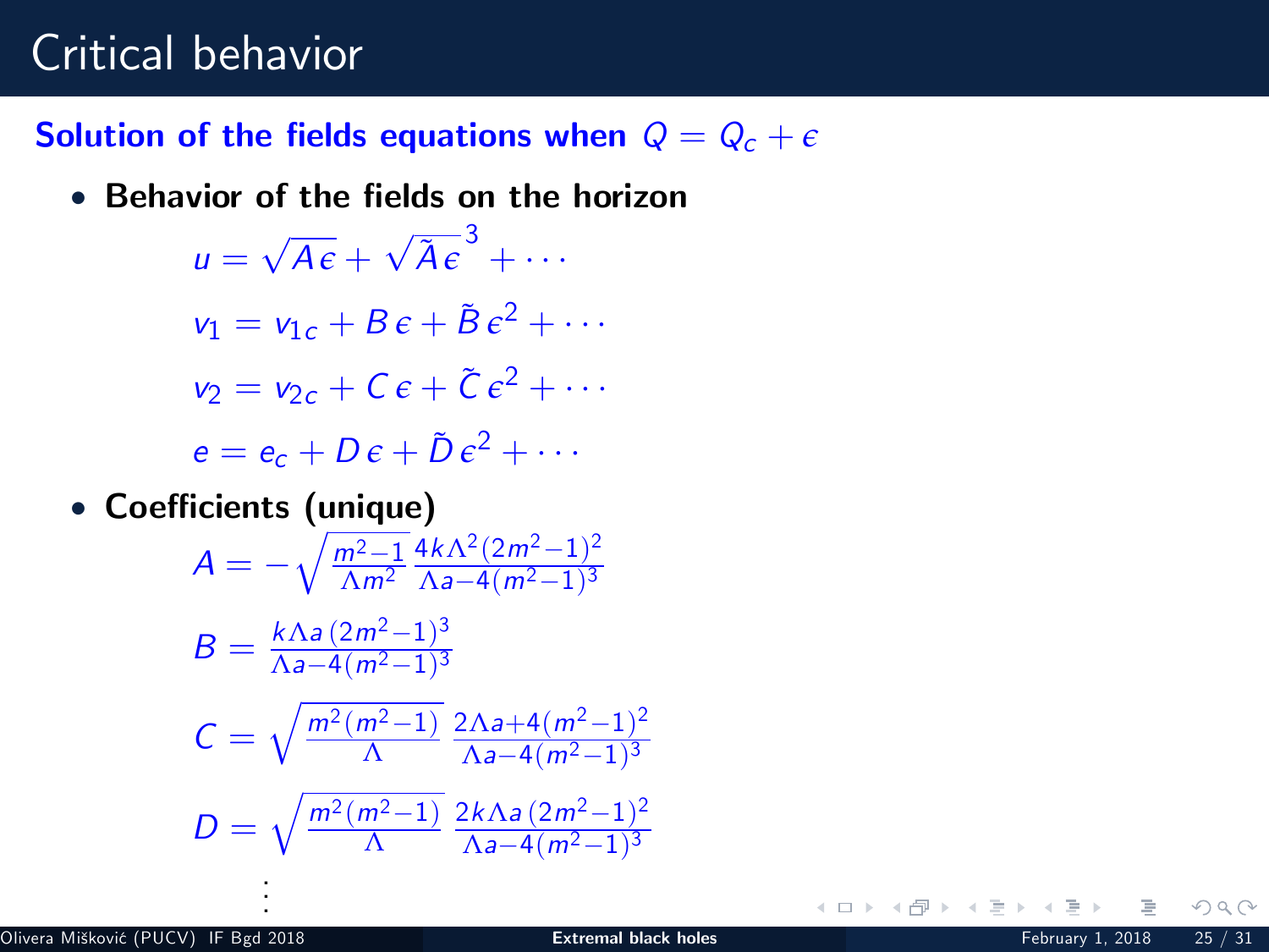# Critical behavior

**Solution of the fields equations when $Q = Q_c + \epsilon$**

- **Behavior of the fields on the horizon**

$$u = \sqrt{A\epsilon} + \sqrt{\tilde{A}\epsilon}^{\,3} + \cdots$$

$$v_1 = v_{1c} + B\,\epsilon + \tilde{B}\,\epsilon^2 + \cdots$$

$$v_2 = v_{2c} + C\,\epsilon + \tilde{C}\,\epsilon^2 + \cdots$$

$$e = e_c + D\,\epsilon + \tilde{D}\,\epsilon^2 + \cdots$$

- **Coefficients (unique)**

$$A = -\sqrt{\frac{m^2-1}{\Lambda m^2}}\,\frac{4k\Lambda^2(2m^2-1)^2}{\Lambda a - 4(m^2-1)^3}$$

$$B = \frac{k\Lambda a\,(2m^2-1)^3}{\Lambda a - 4(m^2-1)^3}$$

$$C = \sqrt{\frac{m^2(m^2-1)}{\Lambda}}\,\frac{2\Lambda a + 4(m^2-1)^2}{\Lambda a - 4(m^2-1)^3}$$

$$D = \sqrt{\frac{m^2(m^2-1)}{\Lambda}}\,\frac{2k\Lambda a\,(2m^2-1)^2}{\Lambda a - 4(m^2-1)^3}$$

$$\vdots$$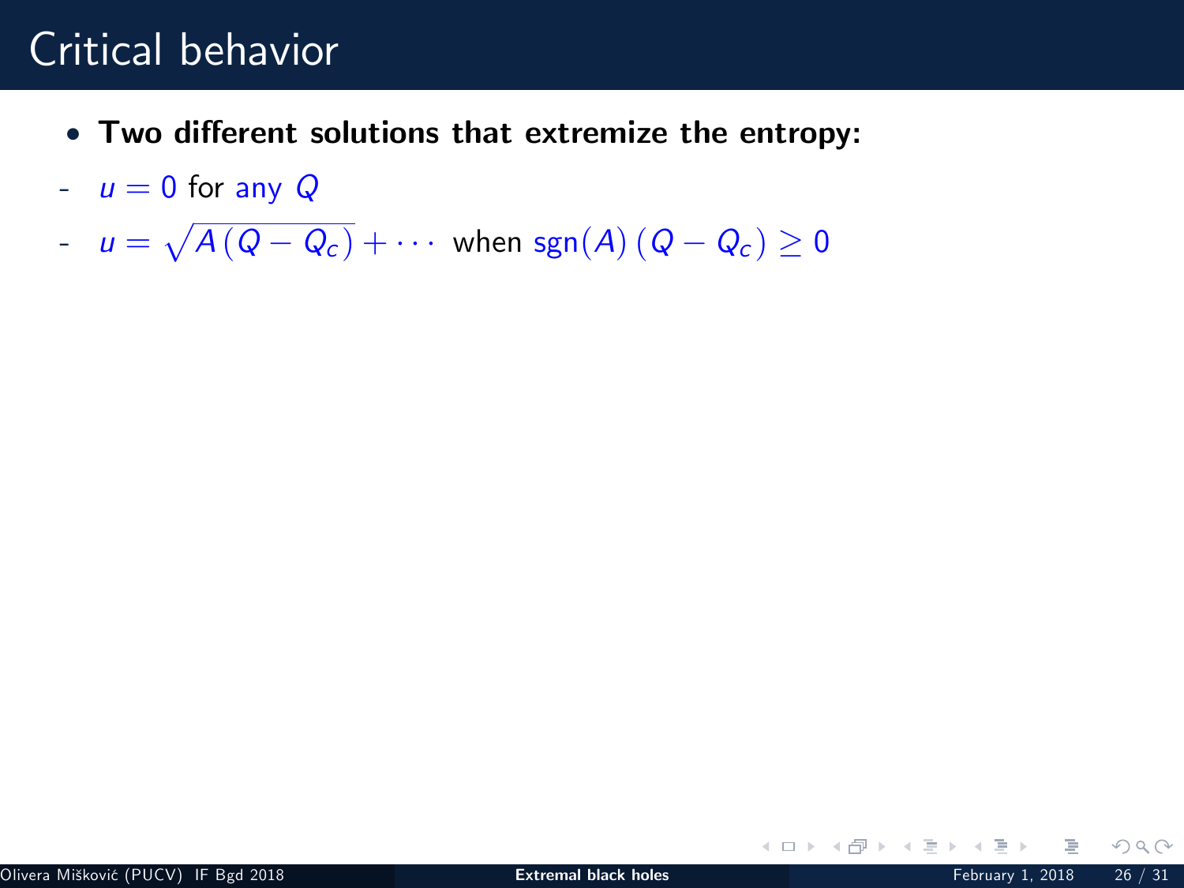# Critical behavior

- **Two different solutions that extremize the entropy:**

- $u = 0$ for any $Q$
- $u = \sqrt{A\,(Q - Q_c)} + \cdots$ when $\text{sgn}(A)\,(Q - Q_c) \geq 0$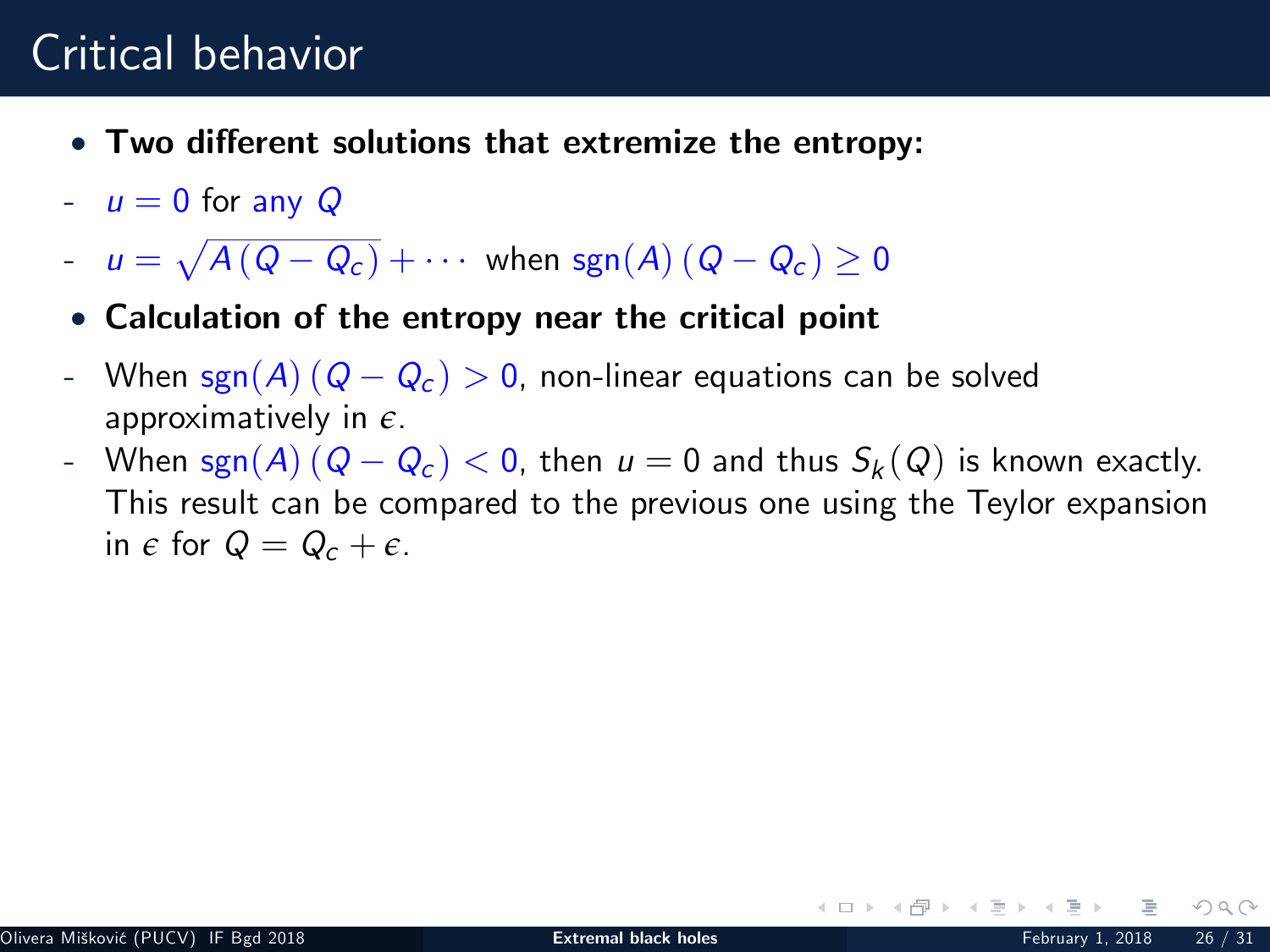# Critical behavior

- **Two different solutions that extremize the entropy:**

- $u = 0$ for any $Q$
- $u = \sqrt{A\,(Q - Q_c)} + \cdots$ when $\mathrm{sgn}(A)\,(Q - Q_c) \geq 0$

- **Calculation of the entropy near the critical point**

- When $\mathrm{sgn}(A)\,(Q - Q_c) > 0$, non-linear equations can be solved approximately in $\epsilon$.
- When $\mathrm{sgn}(A)\,(Q - Q_c) < 0$, then $u = 0$ and thus $S_k(Q)$ is known exactly. This result can be compared to the previous one using the Teylor expansion in $\epsilon$ for $Q = Q_c + \epsilon$.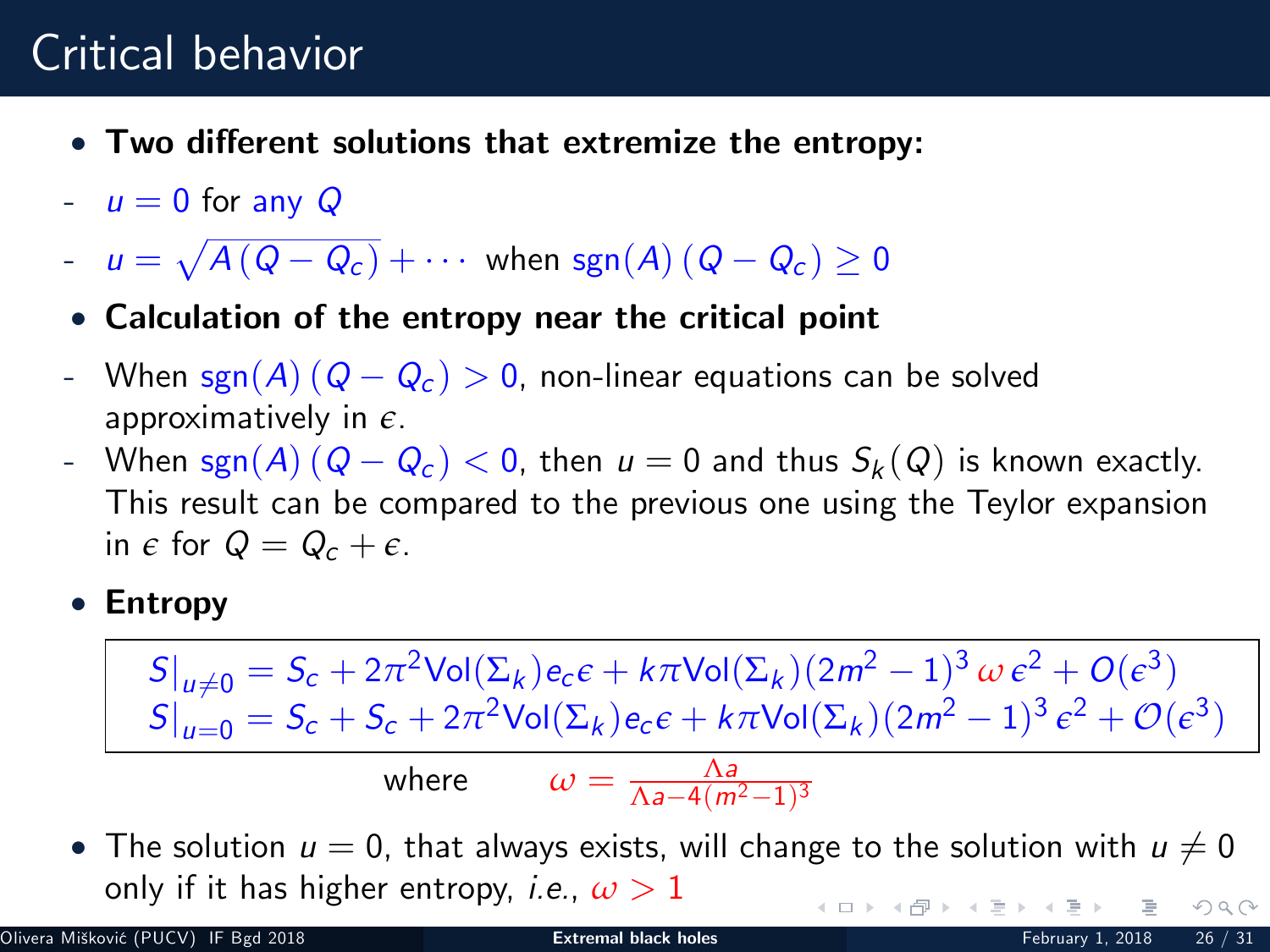# Critical behavior

- **Two different solutions that extremize the entropy:**

- $u = 0$ for any $Q$
- $u = \sqrt{A\,(Q - Q_c)} + \cdots$ when $\mathrm{sgn}(A)\,(Q - Q_c) \geq 0$

- **Calculation of the entropy near the critical point**

- When $\mathrm{sgn}(A)\,(Q - Q_c) > 0$, non-linear equations can be solved approximatively in $\epsilon$.
- When $\mathrm{sgn}(A)\,(Q - Q_c) < 0$, then $u = 0$ and thus $S_k(Q)$ is known exactly. This result can be compared to the previous one using the Teylor expansion in $\epsilon$ for $Q = Q_c + \epsilon$.

- **Entropy**

$$
\begin{aligned}
S|_{u\neq 0} &= S_c + 2\pi^2 \mathrm{Vol}(\Sigma_k) e_c \epsilon + k\pi \mathrm{Vol}(\Sigma_k)(2m^2 - 1)^3\, \omega\, \epsilon^2 + O(\epsilon^3) \\
S|_{u=0} &= S_c + S_c + 2\pi^2 \mathrm{Vol}(\Sigma_k) e_c \epsilon + k\pi \mathrm{Vol}(\Sigma_k)(2m^2 - 1)^3\, \epsilon^2 + \mathcal{O}(\epsilon^3)
\end{aligned}
$$

where $\quad \omega = \frac{\Lambda a}{\Lambda a - 4(m^2-1)^3}$

- The solution $u = 0$, that always exists, will change to the solution with $u \neq 0$ only if it has higher entropy, *i.e.*, $\omega > 1$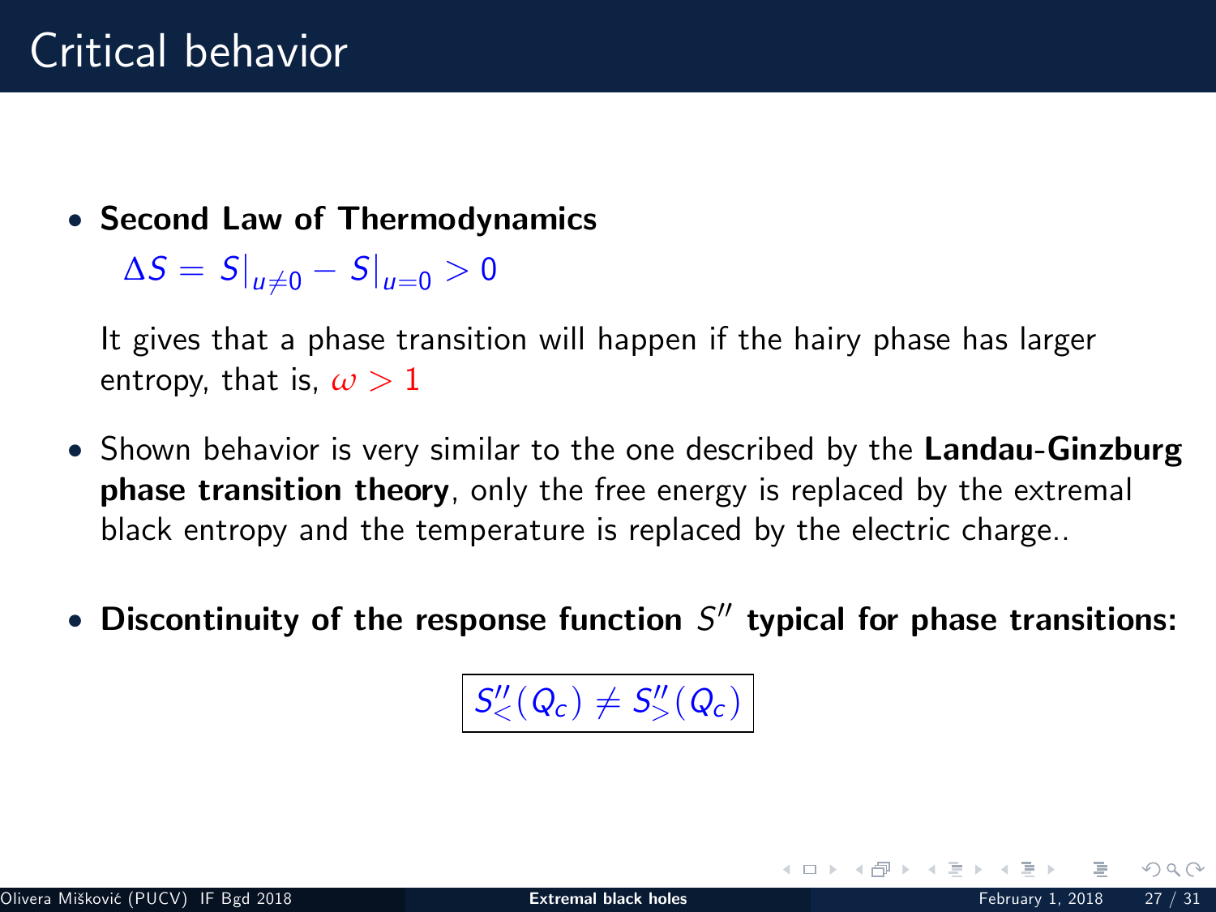# Critical behavior

- **Second Law of Thermodynamics**

  $\Delta S = S|_{u\neq 0} - S|_{u=0} > 0$

  It gives that a phase transition will happen if the hairy phase has larger entropy, that is, $\omega > 1$

- Shown behavior is very similar to the one described by the **Landau-Ginzburg phase transition theory**, only the free energy is replaced by the extremal black entropy and the temperature is replaced by the electric charge..

- **Discontinuity of the response function $S''$ typical for phase transitions:**

$$\boxed{S''_<(Q_c) \neq S''_>(Q_c)}$$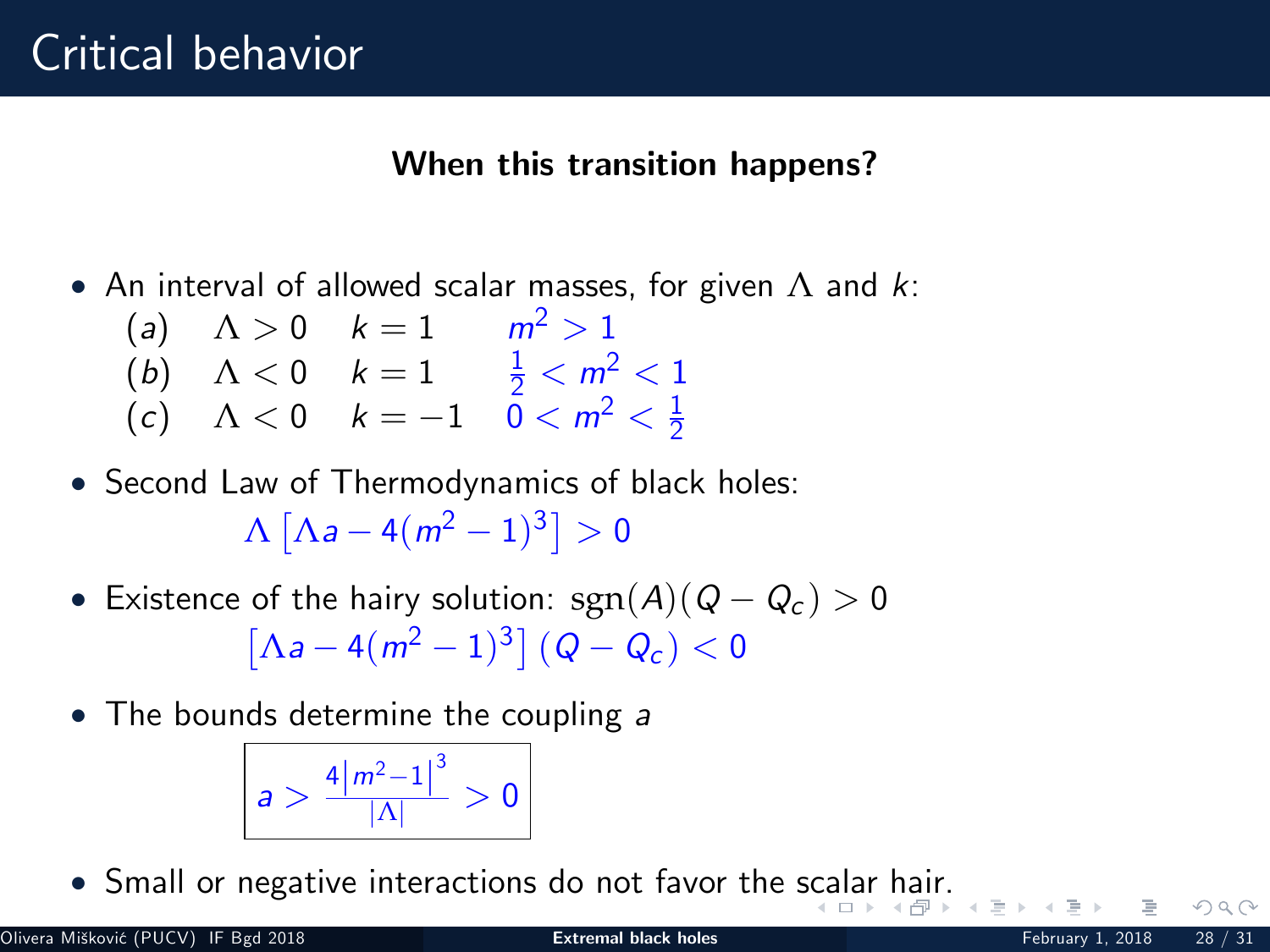# Critical behavior

**When this transition happens?**

- An interval of allowed scalar masses, for given $\Lambda$ and $k$:

  | | | | |
  |---|---|---|---|
  | $(a)$ | $\Lambda > 0$ | $k = 1$ | $m^2 > 1$ |
  | $(b)$ | $\Lambda < 0$ | $k = 1$ | $\frac{1}{2} < m^2 < 1$ |
  | $(c)$ | $\Lambda < 0$ | $k = -1$ | $0 < m^2 < \frac{1}{2}$ |

- Second Law of Thermodynamics of black holes:

$$\Lambda\left[\Lambda a - 4(m^2 - 1)^3\right] > 0$$

- Existence of the hairy solution: $\mathrm{sgn}(A)(Q - Q_c) > 0$

$$\left[\Lambda a - 4(m^2 - 1)^3\right](Q - Q_c) < 0$$

- The bounds determine the coupling $a$

$$\boxed{a > \frac{4\left|m^2 - 1\right|^3}{|\Lambda|} > 0}$$

- Small or negative interactions do not favor the scalar hair.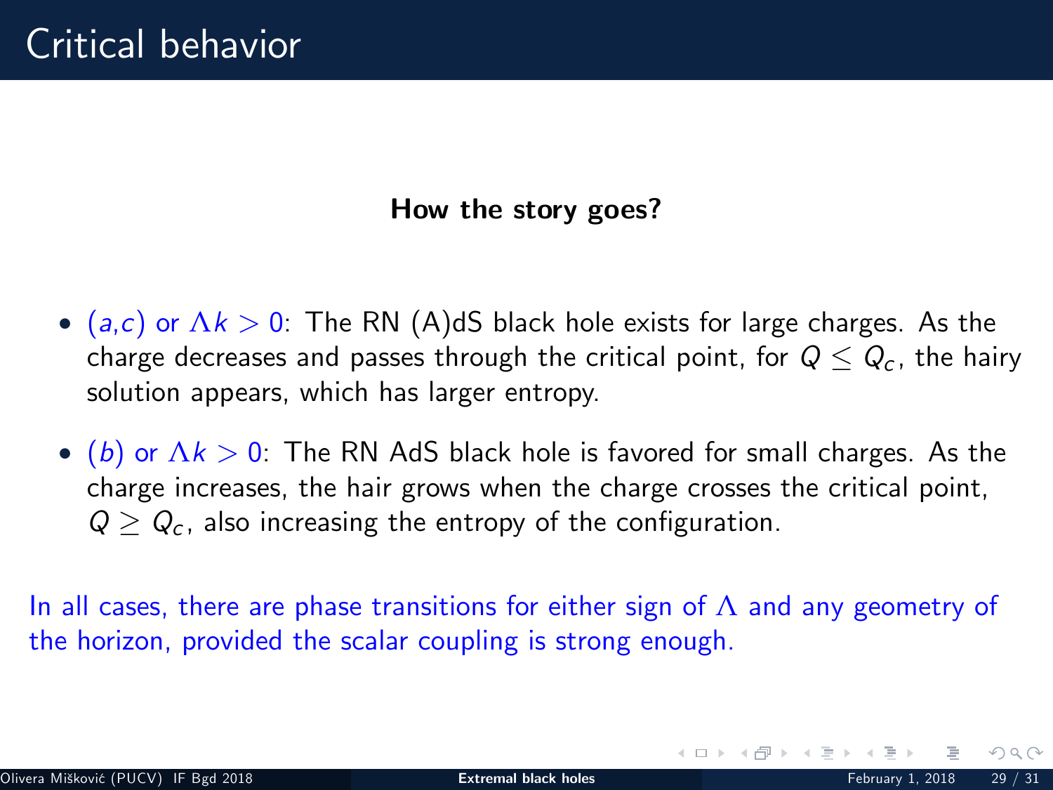# Critical behavior

**How the story goes?**

- *(a,c)* or $\Lambda k > 0$: The RN (A)dS black hole exists for large charges. As the charge decreases and passes through the critical point, for $Q \leq Q_c$, the hairy solution appears, which has larger entropy.
- *(b)* or $\Lambda k > 0$: The RN AdS black hole is favored for small charges. As the charge increases, the hair grows when the charge crosses the critical point, $Q \geq Q_c$, also increasing the entropy of the configuration.

In all cases, there are phase transitions for either sign of $\Lambda$ and any geometry of the horizon, provided the scalar coupling is strong enough.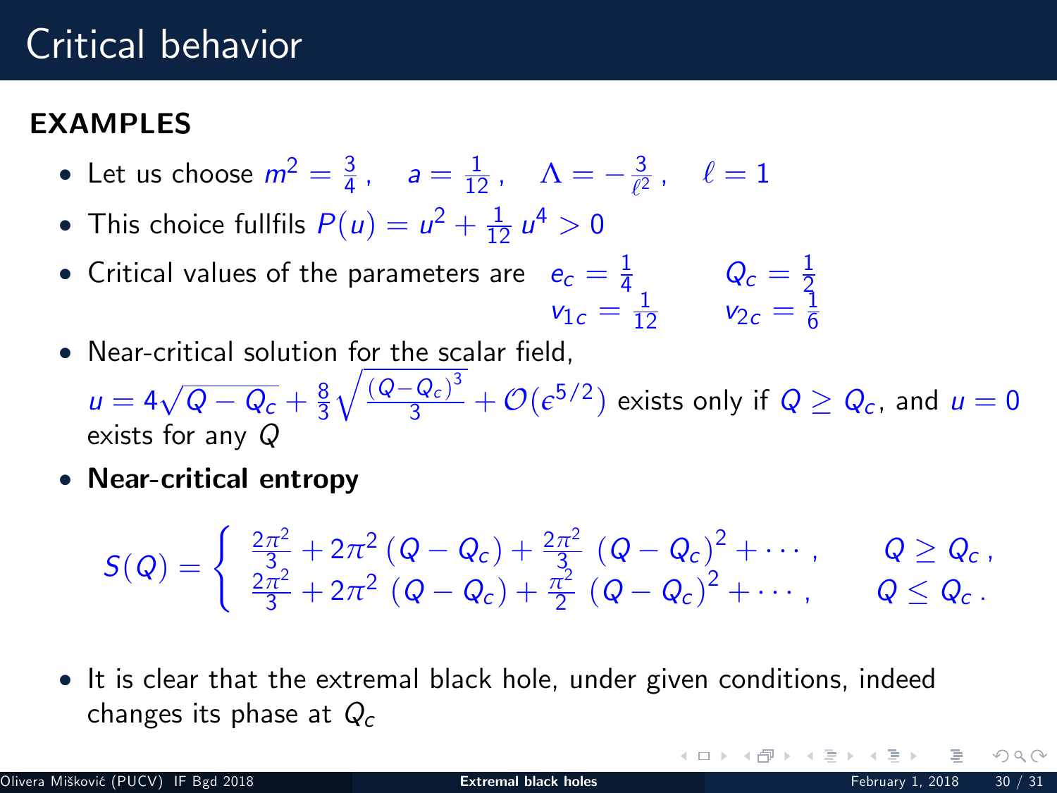# Critical behavior

**EXAMPLES**

- Let us choose $m^2 = \frac{3}{4}\,, \quad a = \frac{1}{12}\,, \quad \Lambda = -\frac{3}{\ell^2}\,, \quad \ell = 1$
- This choice fullfils $P(u) = u^2 + \frac{1}{12}\,u^4 > 0$
- Critical values of the parameters are $e_c = \frac{1}{4}$ $\quad Q_c = \frac{1}{2}$ $\quad v_{1c} = \frac{1}{12}$ $\quad v_{2c} = \frac{1}{6}$
- Near-critical solution for the scalar field, $u = 4\sqrt{Q - Q_c} + \frac{8}{3}\sqrt{\frac{(Q-Q_c)^3}{3}} + \mathcal{O}(\epsilon^{5/2})$ exists only if $Q \geq Q_c$, and $u = 0$ exists for any $Q$
- **Near-critical entropy**

$$
S(Q) = \begin{cases} \frac{2\pi^2}{3} + 2\pi^2\,(Q - Q_c) + \frac{2\pi^2}{3}\,(Q - Q_c)^2 + \cdots\,, & Q \geq Q_c\,, \\ \frac{2\pi^2}{3} + 2\pi^2\,(Q - Q_c) + \frac{\pi^2}{2}\,(Q - Q_c)^2 + \cdots\,, & Q \leq Q_c\,. \end{cases}
$$

- It is clear that the extremal black hole, under given conditions, indeed changes its phase at $Q_c$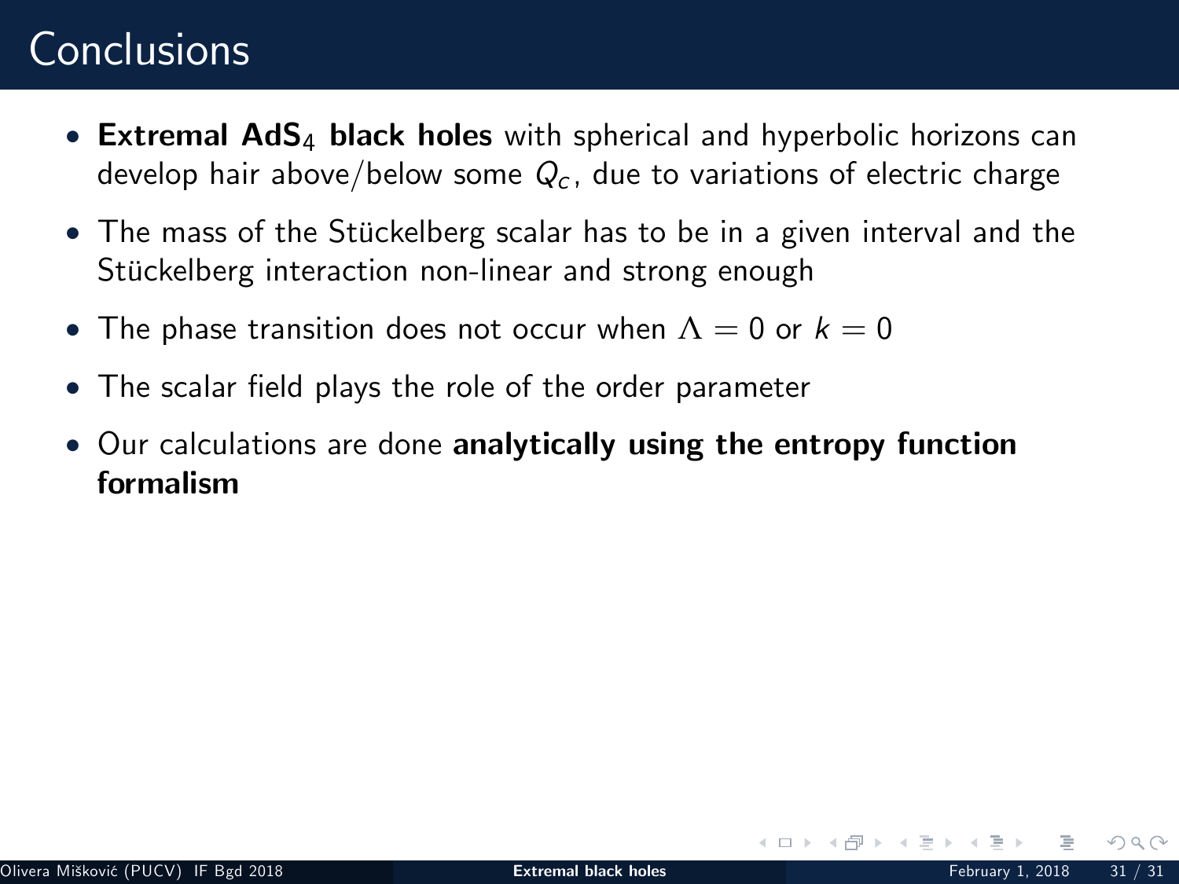# Conclusions

- **Extremal $AdS_4$ black holes** with spherical and hyperbolic horizons can develop hair above/below some $Q_c$, due to variations of electric charge
- The mass of the Stückelberg scalar has to be in a given interval and the Stückelberg interaction non-linear and strong enough
- The phase transition does not occur when $\Lambda = 0$ or $k = 0$
- The scalar field plays the role of the order parameter
- Our calculations are done **analytically using the entropy function formalism**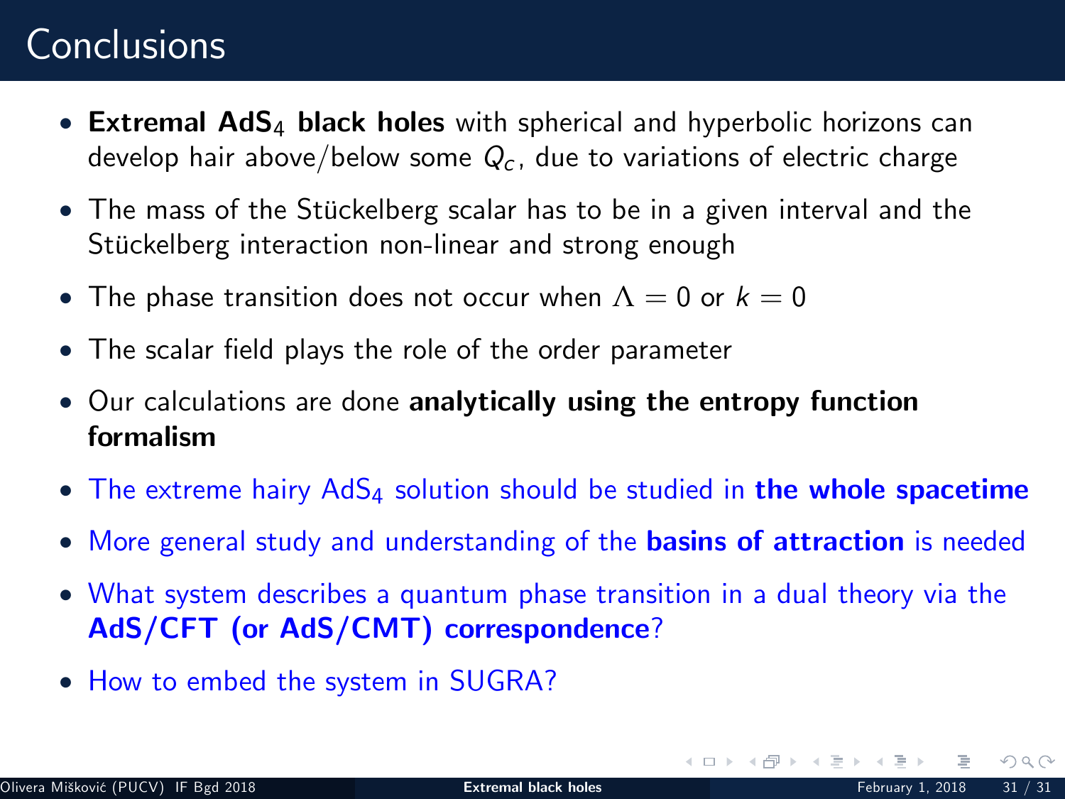# Conclusions

- **Extremal $AdS_4$ black holes** with spherical and hyperbolic horizons can develop hair above/below some $Q_c$, due to variations of electric charge
- The mass of the Stückelberg scalar has to be in a given interval and the Stückelberg interaction non-linear and strong enough
- The phase transition does not occur when $\Lambda = 0$ or $k = 0$
- The scalar field plays the role of the order parameter
- Our calculations are done **analytically using the entropy function formalism**
- The extreme hairy $AdS_4$ solution should be studied in **the whole spacetime**
- More general study and understanding of the **basins of attraction** is needed
- What system describes a quantum phase transition in a dual theory via the **AdS/CFT (or AdS/CMT) correspondence**?
- How to embed the system in SUGRA?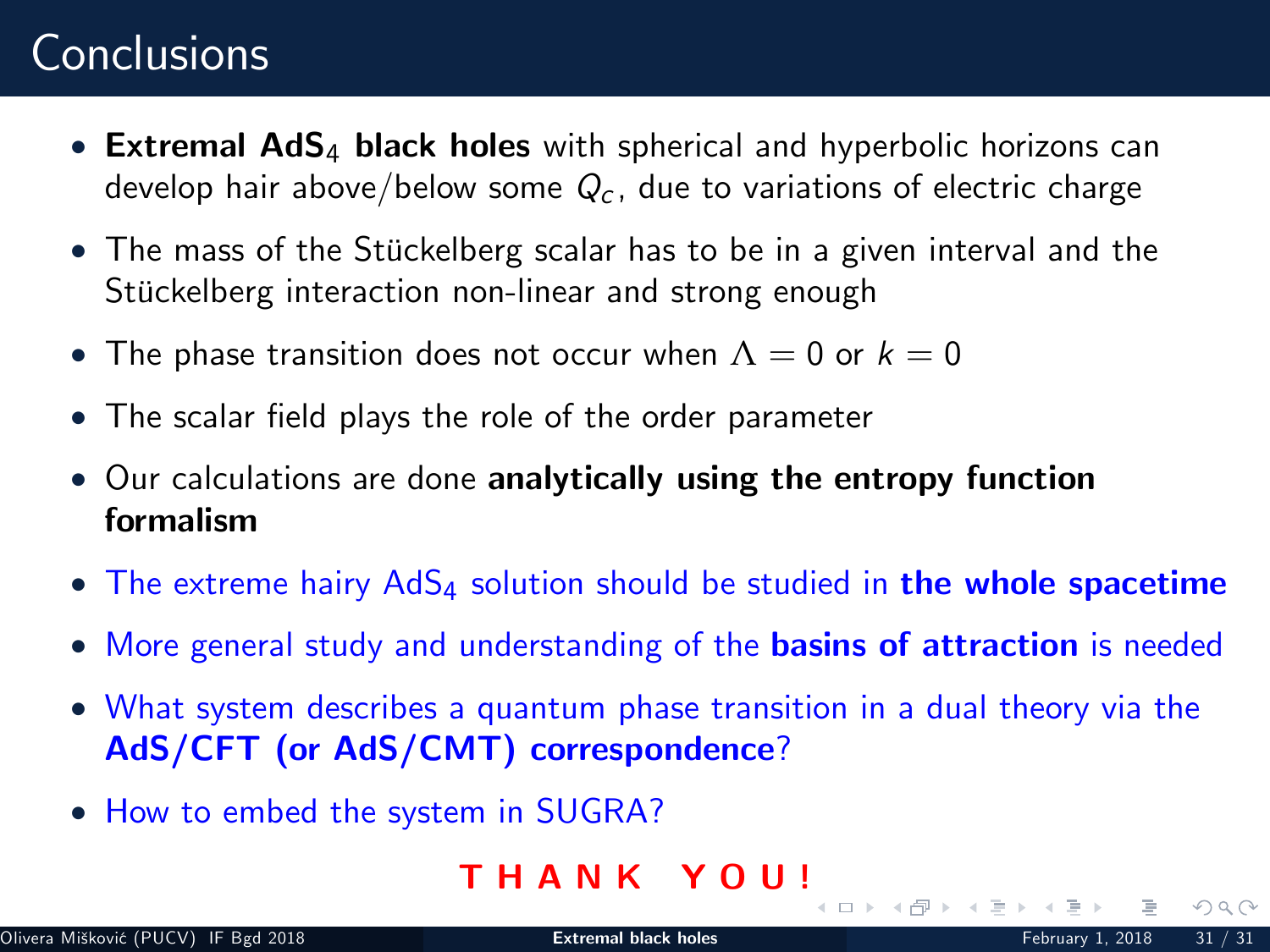# Conclusions

- **Extremal $AdS_4$ black holes** with spherical and hyperbolic horizons can develop hair above/below some $Q_c$, due to variations of electric charge
- The mass of the Stückelberg scalar has to be in a given interval and the Stückelberg interaction non-linear and strong enough
- The phase transition does not occur when $\Lambda = 0$ or $k = 0$
- The scalar field plays the role of the order parameter
- Our calculations are done **analytically using the entropy function formalism**
- The extreme hairy $AdS_4$ solution should be studied in **the whole spacetime**
- More general study and understanding of the **basins of attraction** is needed
- What system describes a quantum phase transition in a dual theory via the **AdS/CFT (or AdS/CMT) correspondence**?
- How to embed the system in SUGRA?

**T H A N K   Y O U !**